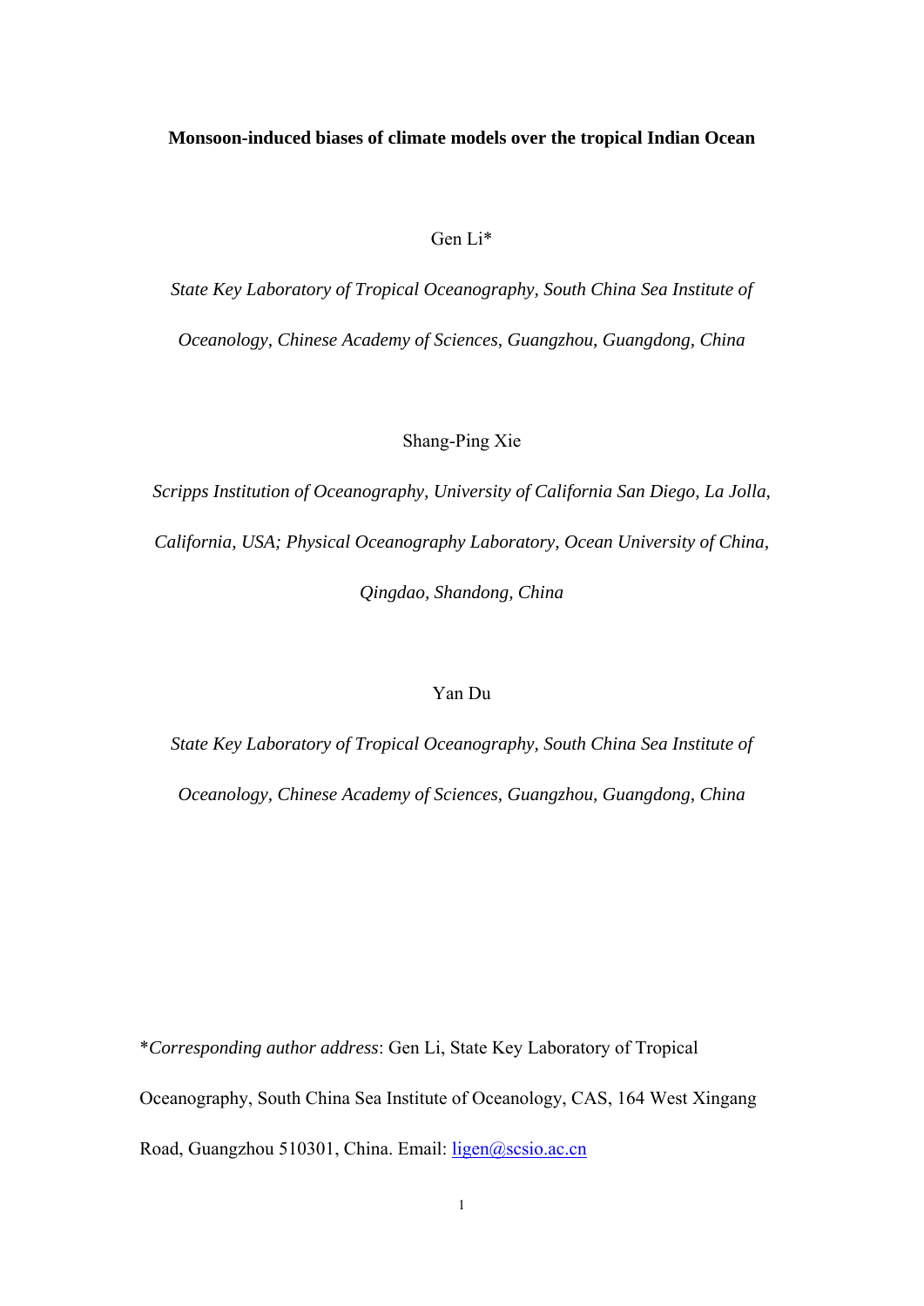# Monsoon-induced biases of climate models over the tropical Indian Ocean

Gen Li*

*State Key Laboratory of Tropical Oceanography, South China Sea Institute of Oceanology, Chinese Academy of Sciences, Guangzhou, Guangdong, China*

Shang-Ping Xie

*Scripps Institution of Oceanography, University of California San Diego, La Jolla, California, USA; Physical Oceanography Laboratory, Ocean University of China, Qingdao, Shandong, China*

Yan Du

*State Key Laboratory of Tropical Oceanography, South China Sea Institute of Oceanology, Chinese Academy of Sciences, Guangzhou, Guangdong, China*

\**Corresponding author address*: Gen Li, State Key Laboratory of Tropical Oceanography, South China Sea Institute of Oceanology, CAS, 164 West Xingang Road, Guangzhou 510301, China. Email: ligen@scsio.ac.cn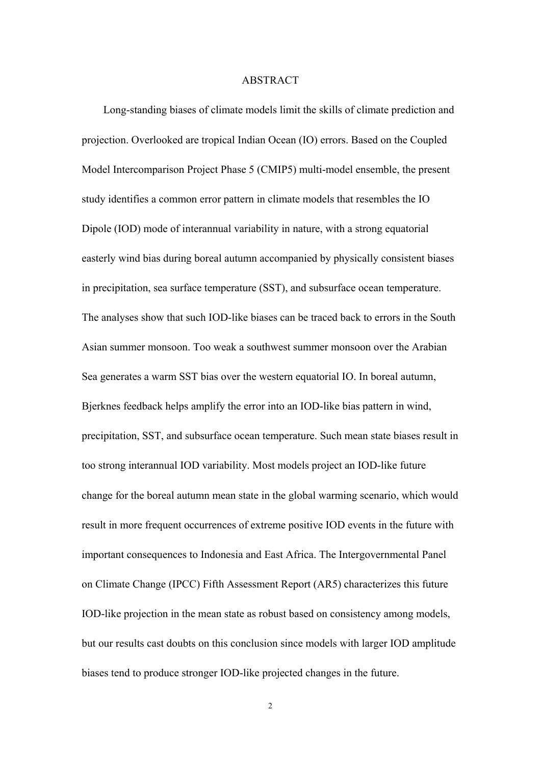# ABSTRACT

Long-standing biases of climate models limit the skills of climate prediction and projection. Overlooked are tropical Indian Ocean (IO) errors. Based on the Coupled Model Intercomparison Project Phase 5 (CMIP5) multi-model ensemble, the present study identifies a common error pattern in climate models that resembles the IO Dipole (IOD) mode of interannual variability in nature, with a strong equatorial easterly wind bias during boreal autumn accompanied by physically consistent biases in precipitation, sea surface temperature (SST), and subsurface ocean temperature. The analyses show that such IOD-like biases can be traced back to errors in the South Asian summer monsoon. Too weak a southwest summer monsoon over the Arabian Sea generates a warm SST bias over the western equatorial IO. In boreal autumn, Bjerknes feedback helps amplify the error into an IOD-like bias pattern in wind, precipitation, SST, and subsurface ocean temperature. Such mean state biases result in too strong interannual IOD variability. Most models project an IOD-like future change for the boreal autumn mean state in the global warming scenario, which would result in more frequent occurrences of extreme positive IOD events in the future with important consequences to Indonesia and East Africa. The Intergovernmental Panel on Climate Change (IPCC) Fifth Assessment Report (AR5) characterizes this future IOD-like projection in the mean state as robust based on consistency among models, but our results cast doubts on this conclusion since models with larger IOD amplitude biases tend to produce stronger IOD-like projected changes in the future.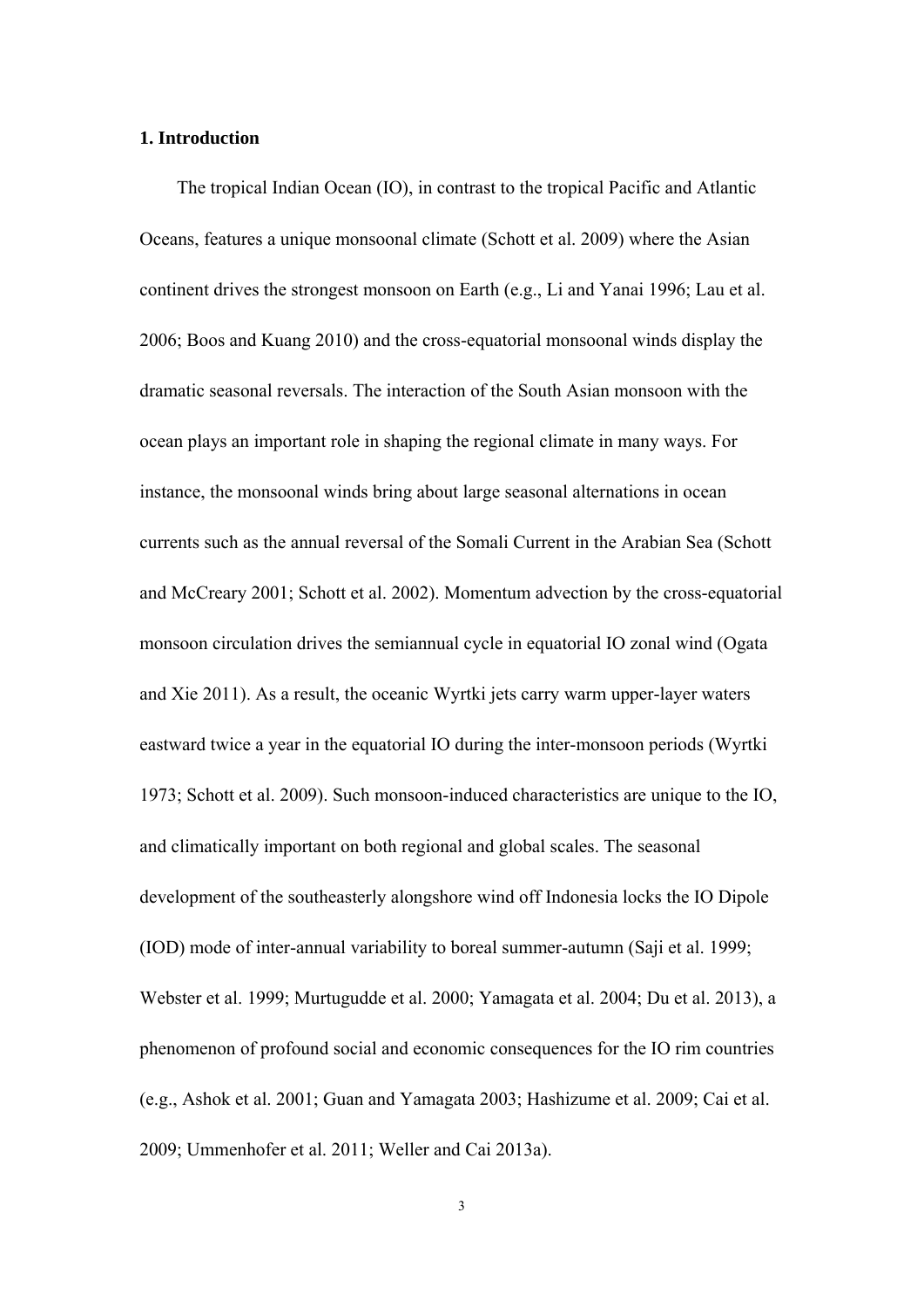## 1. Introduction

The tropical Indian Ocean (IO), in contrast to the tropical Pacific and Atlantic Oceans, features a unique monsoonal climate (Schott et al. 2009) where the Asian continent drives the strongest monsoon on Earth (e.g., Li and Yanai 1996; Lau et al. 2006; Boos and Kuang 2010) and the cross-equatorial monsoonal winds display the dramatic seasonal reversals. The interaction of the South Asian monsoon with the ocean plays an important role in shaping the regional climate in many ways. For instance, the monsoonal winds bring about large seasonal alternations in ocean currents such as the annual reversal of the Somali Current in the Arabian Sea (Schott and McCreary 2001; Schott et al. 2002). Momentum advection by the cross-equatorial monsoon circulation drives the semiannual cycle in equatorial IO zonal wind (Ogata and Xie 2011). As a result, the oceanic Wyrtki jets carry warm upper-layer waters eastward twice a year in the equatorial IO during the inter-monsoon periods (Wyrtki 1973; Schott et al. 2009). Such monsoon-induced characteristics are unique to the IO, and climatically important on both regional and global scales. The seasonal development of the southeasterly alongshore wind off Indonesia locks the IO Dipole (IOD) mode of inter-annual variability to boreal summer-autumn (Saji et al. 1999; Webster et al. 1999; Murtugudde et al. 2000; Yamagata et al. 2004; Du et al. 2013), a phenomenon of profound social and economic consequences for the IO rim countries (e.g., Ashok et al. 2001; Guan and Yamagata 2003; Hashizume et al. 2009; Cai et al. 2009; Ummenhofer et al. 2011; Weller and Cai 2013a).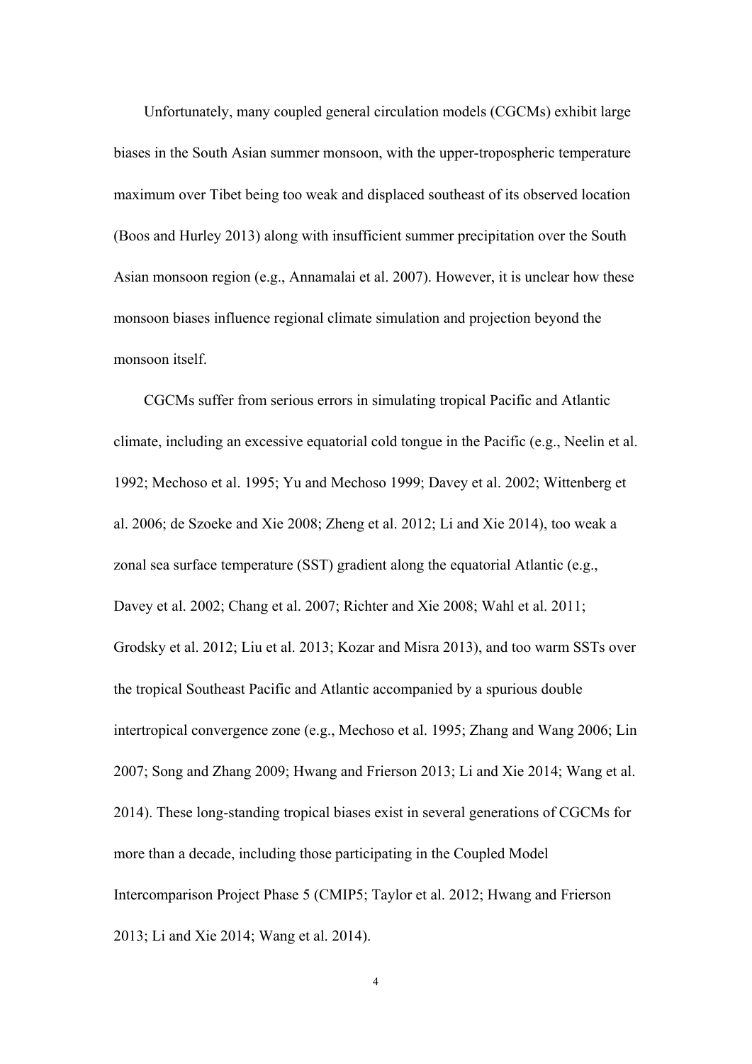Unfortunately, many coupled general circulation models (CGCMs) exhibit large biases in the South Asian summer monsoon, with the upper-tropospheric temperature maximum over Tibet being too weak and displaced southeast of its observed location (Boos and Hurley 2013) along with insufficient summer precipitation over the South Asian monsoon region (e.g., Annamalai et al. 2007). However, it is unclear how these monsoon biases influence regional climate simulation and projection beyond the monsoon itself.

CGCMs suffer from serious errors in simulating tropical Pacific and Atlantic climate, including an excessive equatorial cold tongue in the Pacific (e.g., Neelin et al. 1992; Mechoso et al. 1995; Yu and Mechoso 1999; Davey et al. 2002; Wittenberg et al. 2006; de Szoeke and Xie 2008; Zheng et al. 2012; Li and Xie 2014), too weak a zonal sea surface temperature (SST) gradient along the equatorial Atlantic (e.g., Davey et al. 2002; Chang et al. 2007; Richter and Xie 2008; Wahl et al. 2011; Grodsky et al. 2012; Liu et al. 2013; Kozar and Misra 2013), and too warm SSTs over the tropical Southeast Pacific and Atlantic accompanied by a spurious double intertropical convergence zone (e.g., Mechoso et al. 1995; Zhang and Wang 2006; Lin 2007; Song and Zhang 2009; Hwang and Frierson 2013; Li and Xie 2014; Wang et al. 2014). These long-standing tropical biases exist in several generations of CGCMs for more than a decade, including those participating in the Coupled Model Intercomparison Project Phase 5 (CMIP5; Taylor et al. 2012; Hwang and Frierson 2013; Li and Xie 2014; Wang et al. 2014).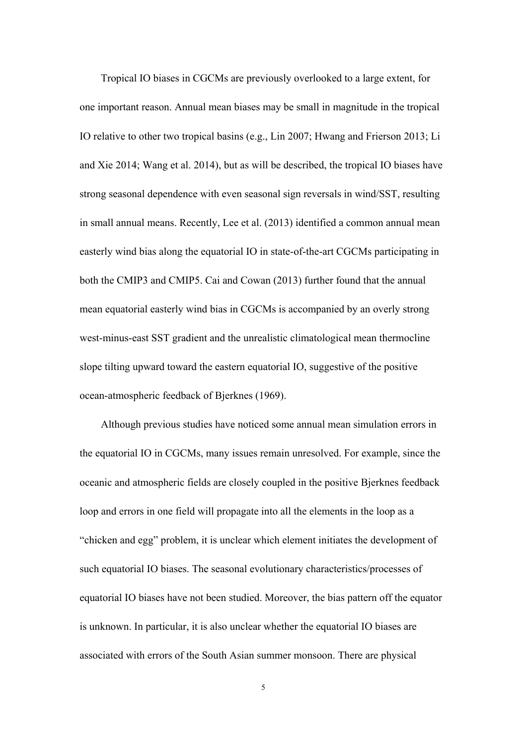Tropical IO biases in CGCMs are previously overlooked to a large extent, for one important reason. Annual mean biases may be small in magnitude in the tropical IO relative to other two tropical basins (e.g., Lin 2007; Hwang and Frierson 2013; Li and Xie 2014; Wang et al. 2014), but as will be described, the tropical IO biases have strong seasonal dependence with even seasonal sign reversals in wind/SST, resulting in small annual means. Recently, Lee et al. (2013) identified a common annual mean easterly wind bias along the equatorial IO in state-of-the-art CGCMs participating in both the CMIP3 and CMIP5. Cai and Cowan (2013) further found that the annual mean equatorial easterly wind bias in CGCMs is accompanied by an overly strong west-minus-east SST gradient and the unrealistic climatological mean thermocline slope tilting upward toward the eastern equatorial IO, suggestive of the positive ocean-atmospheric feedback of Bjerknes (1969).

Although previous studies have noticed some annual mean simulation errors in the equatorial IO in CGCMs, many issues remain unresolved. For example, since the oceanic and atmospheric fields are closely coupled in the positive Bjerknes feedback loop and errors in one field will propagate into all the elements in the loop as a "chicken and egg" problem, it is unclear which element initiates the development of such equatorial IO biases. The seasonal evolutionary characteristics/processes of equatorial IO biases have not been studied. Moreover, the bias pattern off the equator is unknown. In particular, it is also unclear whether the equatorial IO biases are associated with errors of the South Asian summer monsoon. There are physical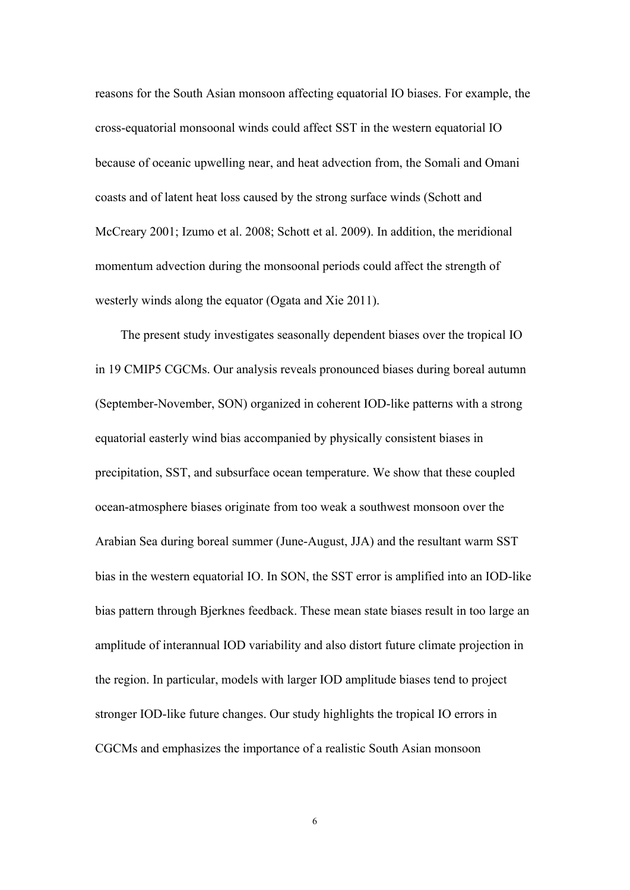reasons for the South Asian monsoon affecting equatorial IO biases. For example, the cross-equatorial monsoonal winds could affect SST in the western equatorial IO because of oceanic upwelling near, and heat advection from, the Somali and Omani coasts and of latent heat loss caused by the strong surface winds (Schott and McCreary 2001; Izumo et al. 2008; Schott et al. 2009). In addition, the meridional momentum advection during the monsoonal periods could affect the strength of westerly winds along the equator (Ogata and Xie 2011).

The present study investigates seasonally dependent biases over the tropical IO in 19 CMIP5 CGCMs. Our analysis reveals pronounced biases during boreal autumn (September-November, SON) organized in coherent IOD-like patterns with a strong equatorial easterly wind bias accompanied by physically consistent biases in precipitation, SST, and subsurface ocean temperature. We show that these coupled ocean-atmosphere biases originate from too weak a southwest monsoon over the Arabian Sea during boreal summer (June-August, JJA) and the resultant warm SST bias in the western equatorial IO. In SON, the SST error is amplified into an IOD-like bias pattern through Bjerknes feedback. These mean state biases result in too large an amplitude of interannual IOD variability and also distort future climate projection in the region. In particular, models with larger IOD amplitude biases tend to project stronger IOD-like future changes. Our study highlights the tropical IO errors in CGCMs and emphasizes the importance of a realistic South Asian monsoon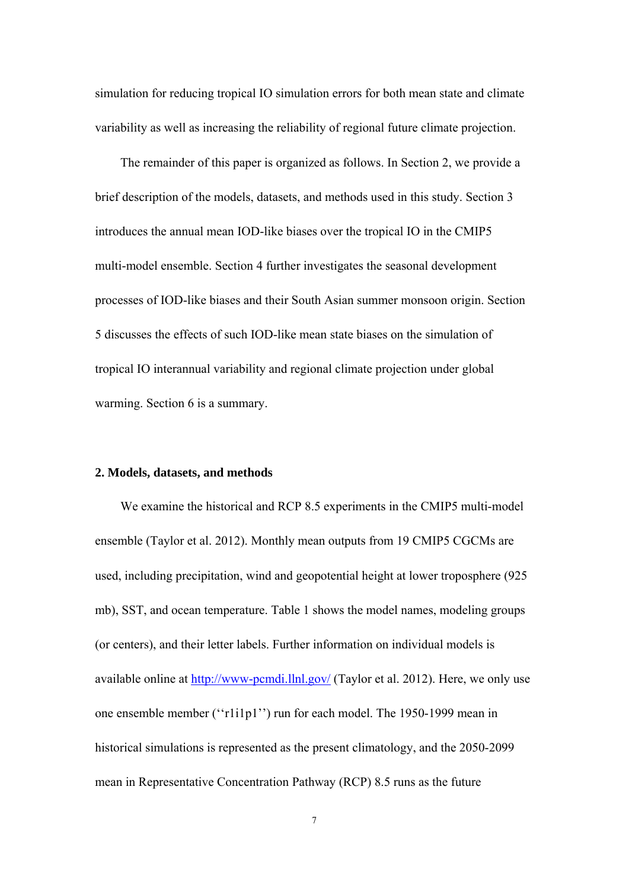simulation for reducing tropical IO simulation errors for both mean state and climate variability as well as increasing the reliability of regional future climate projection.

The remainder of this paper is organized as follows. In Section 2, we provide a brief description of the models, datasets, and methods used in this study. Section 3 introduces the annual mean IOD-like biases over the tropical IO in the CMIP5 multi-model ensemble. Section 4 further investigates the seasonal development processes of IOD-like biases and their South Asian summer monsoon origin. Section 5 discusses the effects of such IOD-like mean state biases on the simulation of tropical IO interannual variability and regional climate projection under global warming. Section 6 is a summary.

## 2. Models, datasets, and methods

We examine the historical and RCP 8.5 experiments in the CMIP5 multi-model ensemble (Taylor et al. 2012). Monthly mean outputs from 19 CMIP5 CGCMs are used, including precipitation, wind and geopotential height at lower troposphere (925 mb), SST, and ocean temperature. Table 1 shows the model names, modeling groups (or centers), and their letter labels. Further information on individual models is available online at [http://www-pcmdi.llnl.gov/](http://www-pcmdi.llnl.gov/) (Taylor et al. 2012). Here, we only use one ensemble member (''r1i1p1'') run for each model. The 1950-1999 mean in historical simulations is represented as the present climatology, and the 2050-2099 mean in Representative Concentration Pathway (RCP) 8.5 runs as the future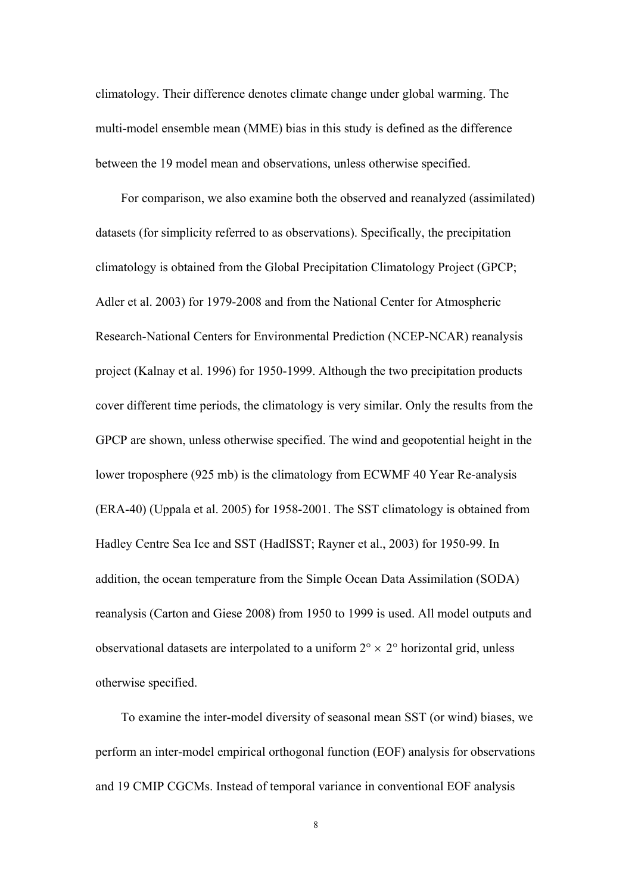climatology. Their difference denotes climate change under global warming. The multi-model ensemble mean (MME) bias in this study is defined as the difference between the 19 model mean and observations, unless otherwise specified.

For comparison, we also examine both the observed and reanalyzed (assimilated) datasets (for simplicity referred to as observations). Specifically, the precipitation climatology is obtained from the Global Precipitation Climatology Project (GPCP; Adler et al. 2003) for 1979-2008 and from the National Center for Atmospheric Research-National Centers for Environmental Prediction (NCEP-NCAR) reanalysis project (Kalnay et al. 1996) for 1950-1999. Although the two precipitation products cover different time periods, the climatology is very similar. Only the results from the GPCP are shown, unless otherwise specified. The wind and geopotential height in the lower troposphere (925 mb) is the climatology from ECWMF 40 Year Re-analysis (ERA-40) (Uppala et al. 2005) for 1958-2001. The SST climatology is obtained from Hadley Centre Sea Ice and SST (HadISST; Rayner et al., 2003) for 1950-99. In addition, the ocean temperature from the Simple Ocean Data Assimilation (SODA) reanalysis (Carton and Giese 2008) from 1950 to 1999 is used. All model outputs and observational datasets are interpolated to a uniform $2° \times 2°$ horizontal grid, unless otherwise specified.

To examine the inter-model diversity of seasonal mean SST (or wind) biases, we perform an inter-model empirical orthogonal function (EOF) analysis for observations and 19 CMIP CGCMs. Instead of temporal variance in conventional EOF analysis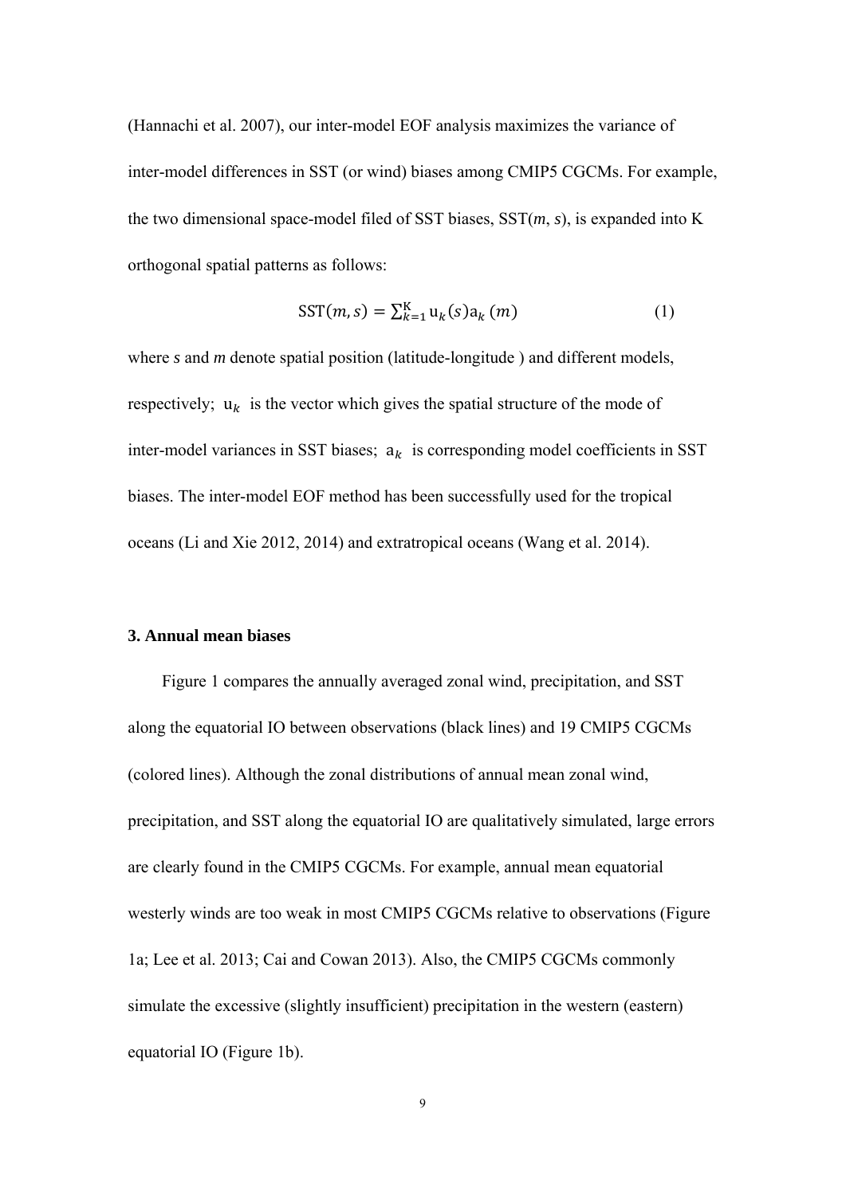(Hannachi et al. 2007), our inter-model EOF analysis maximizes the variance of inter-model differences in SST (or wind) biases among CMIP5 CGCMs. For example, the two dimensional space-model filed of SST biases, SST(*m*, *s*), is expanded into K orthogonal spatial patterns as follows:

$$\mathrm{SST}(m, s) = \sum_{k=1}^{\mathrm{K}} \mathrm{u}_k(s)\mathrm{a}_k\,(m) \tag{1}$$

where *s* and *m* denote spatial position (latitude-longitude ) and different models, respectively; $\mathrm{u}_k$ is the vector which gives the spatial structure of the mode of inter-model variances in SST biases; $\mathrm{a}_k$ is corresponding model coefficients in SST biases. The inter-model EOF method has been successfully used for the tropical oceans (Li and Xie 2012, 2014) and extratropical oceans (Wang et al. 2014).

### 3. Annual mean biases

Figure 1 compares the annually averaged zonal wind, precipitation, and SST along the equatorial IO between observations (black lines) and 19 CMIP5 CGCMs (colored lines). Although the zonal distributions of annual mean zonal wind, precipitation, and SST along the equatorial IO are qualitatively simulated, large errors are clearly found in the CMIP5 CGCMs. For example, annual mean equatorial westerly winds are too weak in most CMIP5 CGCMs relative to observations (Figure 1a; Lee et al. 2013; Cai and Cowan 2013). Also, the CMIP5 CGCMs commonly simulate the excessive (slightly insufficient) precipitation in the western (eastern) equatorial IO (Figure 1b).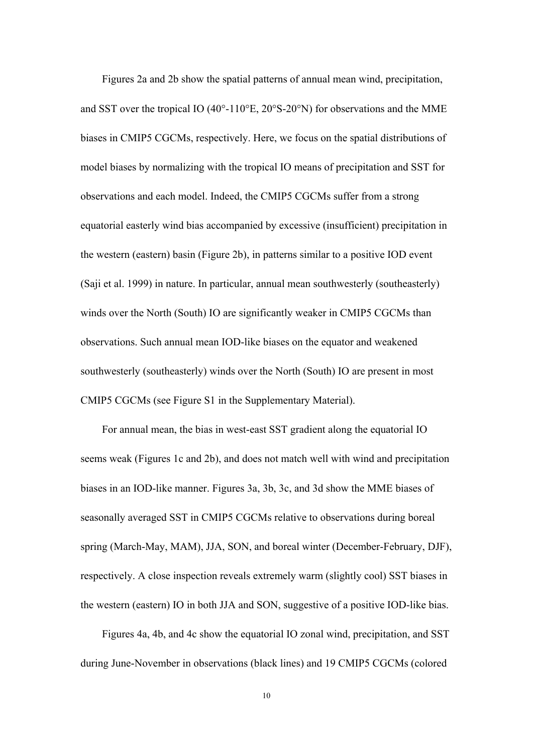Figures 2a and 2b show the spatial patterns of annual mean wind, precipitation, and SST over the tropical IO (40°-110°E, 20°S-20°N) for observations and the MME biases in CMIP5 CGCMs, respectively. Here, we focus on the spatial distributions of model biases by normalizing with the tropical IO means of precipitation and SST for observations and each model. Indeed, the CMIP5 CGCMs suffer from a strong equatorial easterly wind bias accompanied by excessive (insufficient) precipitation in the western (eastern) basin (Figure 2b), in patterns similar to a positive IOD event (Saji et al. 1999) in nature. In particular, annual mean southwesterly (southeasterly) winds over the North (South) IO are significantly weaker in CMIP5 CGCMs than observations. Such annual mean IOD-like biases on the equator and weakened southwesterly (southeasterly) winds over the North (South) IO are present in most CMIP5 CGCMs (see Figure S1 in the Supplementary Material).

For annual mean, the bias in west-east SST gradient along the equatorial IO seems weak (Figures 1c and 2b), and does not match well with wind and precipitation biases in an IOD-like manner. Figures 3a, 3b, 3c, and 3d show the MME biases of seasonally averaged SST in CMIP5 CGCMs relative to observations during boreal spring (March-May, MAM), JJA, SON, and boreal winter (December-February, DJF), respectively. A close inspection reveals extremely warm (slightly cool) SST biases in the western (eastern) IO in both JJA and SON, suggestive of a positive IOD-like bias.

Figures 4a, 4b, and 4c show the equatorial IO zonal wind, precipitation, and SST during June-November in observations (black lines) and 19 CMIP5 CGCMs (colored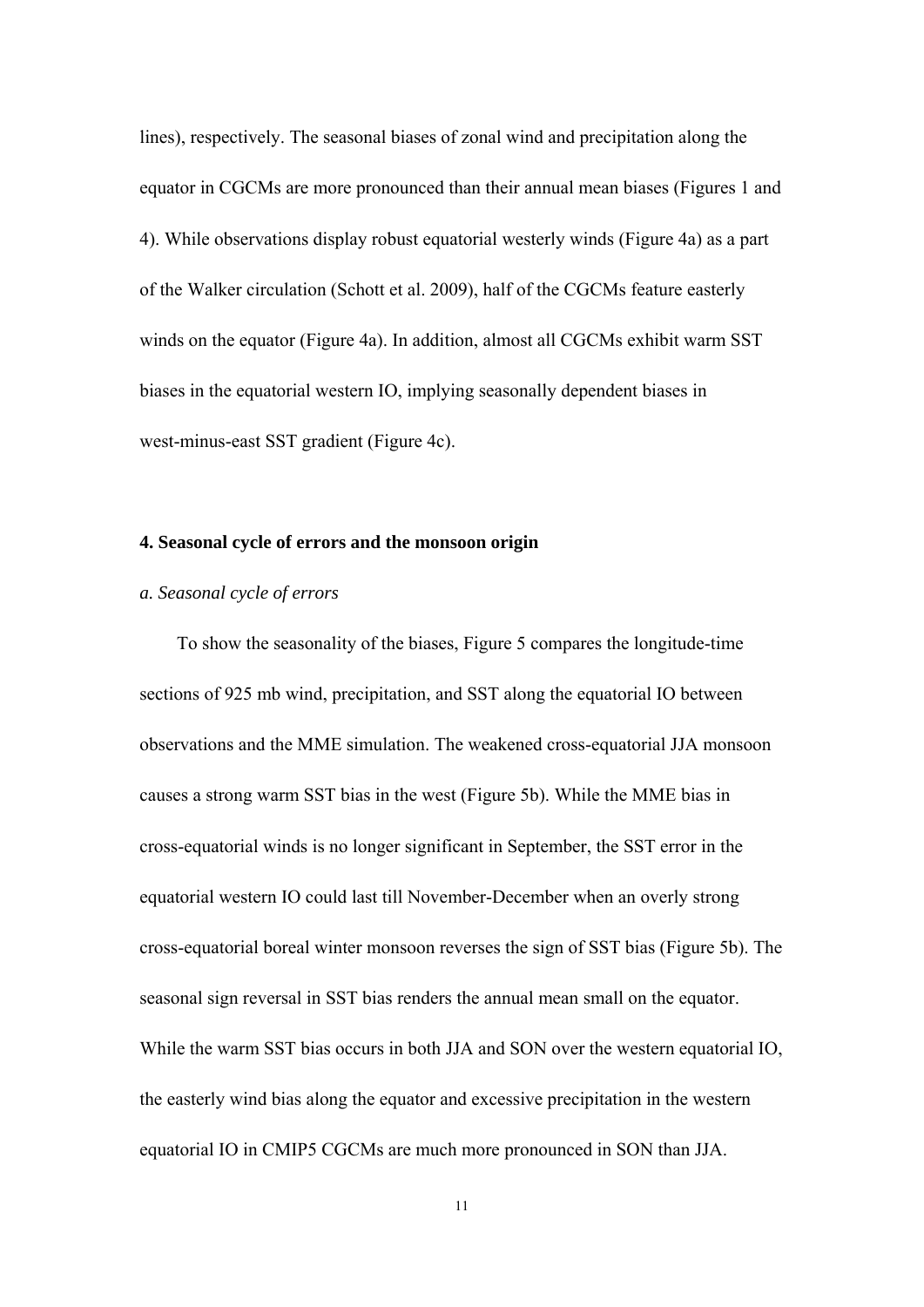lines), respectively. The seasonal biases of zonal wind and precipitation along the equator in CGCMs are more pronounced than their annual mean biases (Figures 1 and 4). While observations display robust equatorial westerly winds (Figure 4a) as a part of the Walker circulation (Schott et al. 2009), half of the CGCMs feature easterly winds on the equator (Figure 4a). In addition, almost all CGCMs exhibit warm SST biases in the equatorial western IO, implying seasonally dependent biases in west-minus-east SST gradient (Figure 4c).

## 4. Seasonal cycle of errors and the monsoon origin

### *a. Seasonal cycle of errors*

To show the seasonality of the biases, Figure 5 compares the longitude-time sections of 925 mb wind, precipitation, and SST along the equatorial IO between observations and the MME simulation. The weakened cross-equatorial JJA monsoon causes a strong warm SST bias in the west (Figure 5b). While the MME bias in cross-equatorial winds is no longer significant in September, the SST error in the equatorial western IO could last till November-December when an overly strong cross-equatorial boreal winter monsoon reverses the sign of SST bias (Figure 5b). The seasonal sign reversal in SST bias renders the annual mean small on the equator. While the warm SST bias occurs in both JJA and SON over the western equatorial IO, the easterly wind bias along the equator and excessive precipitation in the western equatorial IO in CMIP5 CGCMs are much more pronounced in SON than JJA.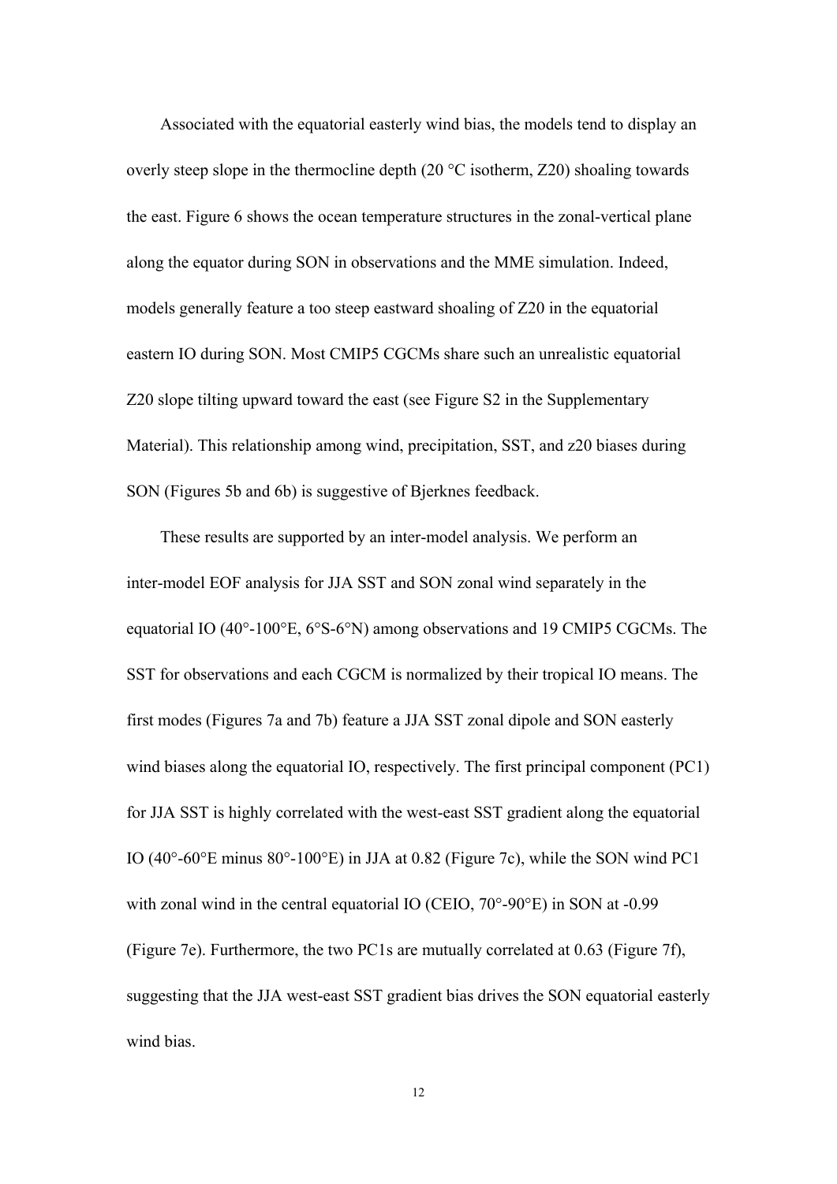Associated with the equatorial easterly wind bias, the models tend to display an overly steep slope in the thermocline depth (20 °C isotherm, Z20) shoaling towards the east. Figure 6 shows the ocean temperature structures in the zonal-vertical plane along the equator during SON in observations and the MME simulation. Indeed, models generally feature a too steep eastward shoaling of Z20 in the equatorial eastern IO during SON. Most CMIP5 CGCMs share such an unrealistic equatorial Z20 slope tilting upward toward the east (see Figure S2 in the Supplementary Material). This relationship among wind, precipitation, SST, and z20 biases during SON (Figures 5b and 6b) is suggestive of Bjerknes feedback.

These results are supported by an inter-model analysis. We perform an inter-model EOF analysis for JJA SST and SON zonal wind separately in the equatorial IO (40°-100°E, 6°S-6°N) among observations and 19 CMIP5 CGCMs. The SST for observations and each CGCM is normalized by their tropical IO means. The first modes (Figures 7a and 7b) feature a JJA SST zonal dipole and SON easterly wind biases along the equatorial IO, respectively. The first principal component (PC1) for JJA SST is highly correlated with the west-east SST gradient along the equatorial IO (40°-60°E minus 80°-100°E) in JJA at 0.82 (Figure 7c), while the SON wind PC1 with zonal wind in the central equatorial IO (CEIO, 70°-90°E) in SON at -0.99 (Figure 7e). Furthermore, the two PC1s are mutually correlated at 0.63 (Figure 7f), suggesting that the JJA west-east SST gradient bias drives the SON equatorial easterly wind bias.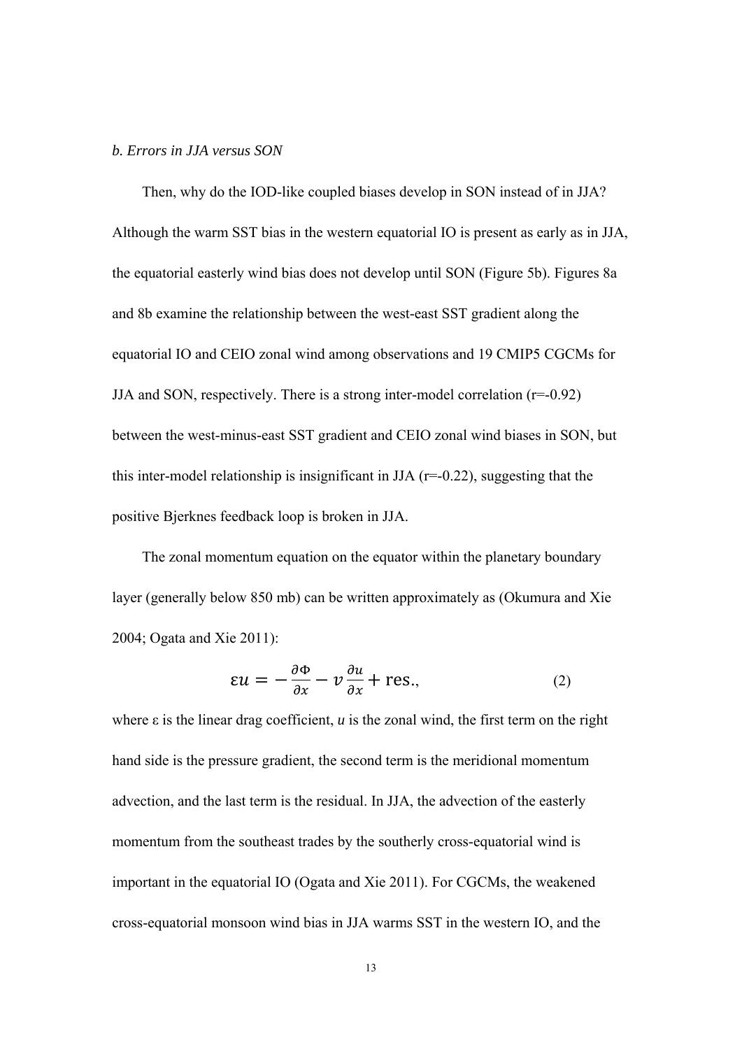### *b. Errors in JJA versus SON*

Then, why do the IOD-like coupled biases develop in SON instead of in JJA? Although the warm SST bias in the western equatorial IO is present as early as in JJA, the equatorial easterly wind bias does not develop until SON (Figure 5b). Figures 8a and 8b examine the relationship between the west-east SST gradient along the equatorial IO and CEIO zonal wind among observations and 19 CMIP5 CGCMs for JJA and SON, respectively. There is a strong inter-model correlation (r=-0.92) between the west-minus-east SST gradient and CEIO zonal wind biases in SON, but this inter-model relationship is insignificant in JJA (r=-0.22), suggesting that the positive Bjerknes feedback loop is broken in JJA.

The zonal momentum equation on the equator within the planetary boundary layer (generally below 850 mb) can be written approximately as (Okumura and Xie 2004; Ogata and Xie 2011):

$$\varepsilon u = -\frac{\partial \Phi}{\partial x} - v\frac{\partial u}{\partial x} + \text{res.}, \tag{2}$$

where ε is the linear drag coefficient, $u$ is the zonal wind, the first term on the right hand side is the pressure gradient, the second term is the meridional momentum advection, and the last term is the residual. In JJA, the advection of the easterly momentum from the southeast trades by the southerly cross-equatorial wind is important in the equatorial IO (Ogata and Xie 2011). For CGCMs, the weakened cross-equatorial monsoon wind bias in JJA warms SST in the western IO, and the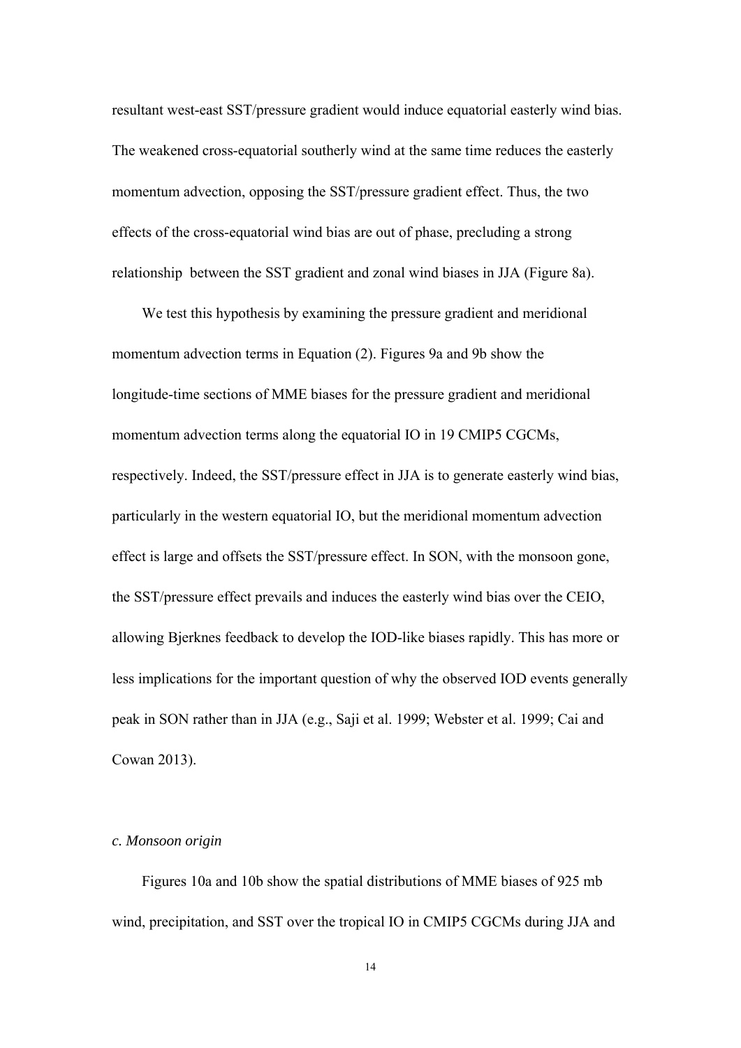resultant west-east SST/pressure gradient would induce equatorial easterly wind bias. The weakened cross-equatorial southerly wind at the same time reduces the easterly momentum advection, opposing the SST/pressure gradient effect. Thus, the two effects of the cross-equatorial wind bias are out of phase, precluding a strong relationship between the SST gradient and zonal wind biases in JJA (Figure 8a).

We test this hypothesis by examining the pressure gradient and meridional momentum advection terms in Equation (2). Figures 9a and 9b show the longitude-time sections of MME biases for the pressure gradient and meridional momentum advection terms along the equatorial IO in 19 CMIP5 CGCMs, respectively. Indeed, the SST/pressure effect in JJA is to generate easterly wind bias, particularly in the western equatorial IO, but the meridional momentum advection effect is large and offsets the SST/pressure effect. In SON, with the monsoon gone, the SST/pressure effect prevails and induces the easterly wind bias over the CEIO, allowing Bjerknes feedback to develop the IOD-like biases rapidly. This has more or less implications for the important question of why the observed IOD events generally peak in SON rather than in JJA (e.g., Saji et al. 1999; Webster et al. 1999; Cai and Cowan 2013).

### *c. Monsoon origin*

Figures 10a and 10b show the spatial distributions of MME biases of 925 mb wind, precipitation, and SST over the tropical IO in CMIP5 CGCMs during JJA and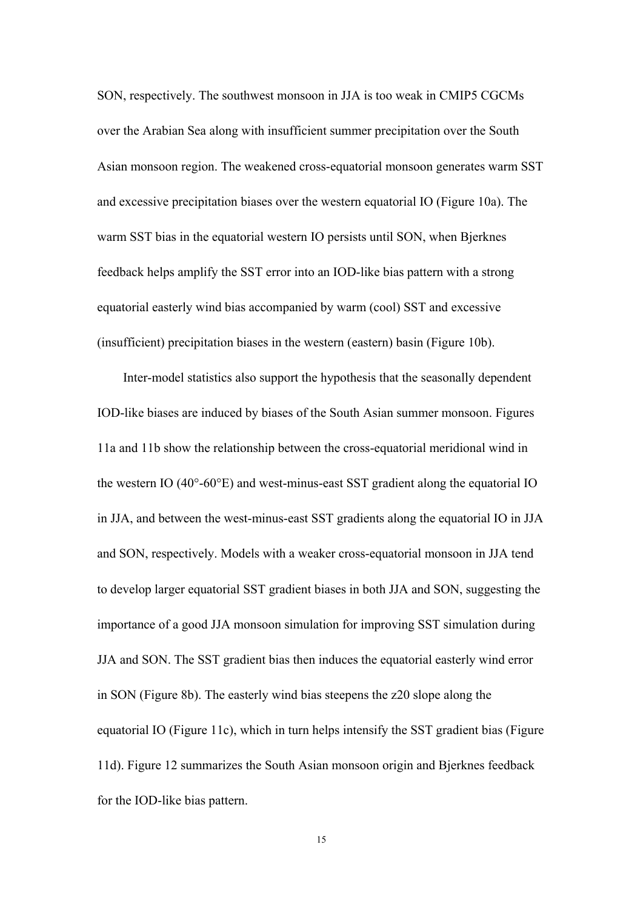SON, respectively. The southwest monsoon in JJA is too weak in CMIP5 CGCMs over the Arabian Sea along with insufficient summer precipitation over the South Asian monsoon region. The weakened cross-equatorial monsoon generates warm SST and excessive precipitation biases over the western equatorial IO (Figure 10a). The warm SST bias in the equatorial western IO persists until SON, when Bjerknes feedback helps amplify the SST error into an IOD-like bias pattern with a strong equatorial easterly wind bias accompanied by warm (cool) SST and excessive (insufficient) precipitation biases in the western (eastern) basin (Figure 10b).

Inter-model statistics also support the hypothesis that the seasonally dependent IOD-like biases are induced by biases of the South Asian summer monsoon. Figures 11a and 11b show the relationship between the cross-equatorial meridional wind in the western IO (40°-60°E) and west-minus-east SST gradient along the equatorial IO in JJA, and between the west-minus-east SST gradients along the equatorial IO in JJA and SON, respectively. Models with a weaker cross-equatorial monsoon in JJA tend to develop larger equatorial SST gradient biases in both JJA and SON, suggesting the importance of a good JJA monsoon simulation for improving SST simulation during JJA and SON. The SST gradient bias then induces the equatorial easterly wind error in SON (Figure 8b). The easterly wind bias steepens the z20 slope along the equatorial IO (Figure 11c), which in turn helps intensify the SST gradient bias (Figure 11d). Figure 12 summarizes the South Asian monsoon origin and Bjerknes feedback for the IOD-like bias pattern.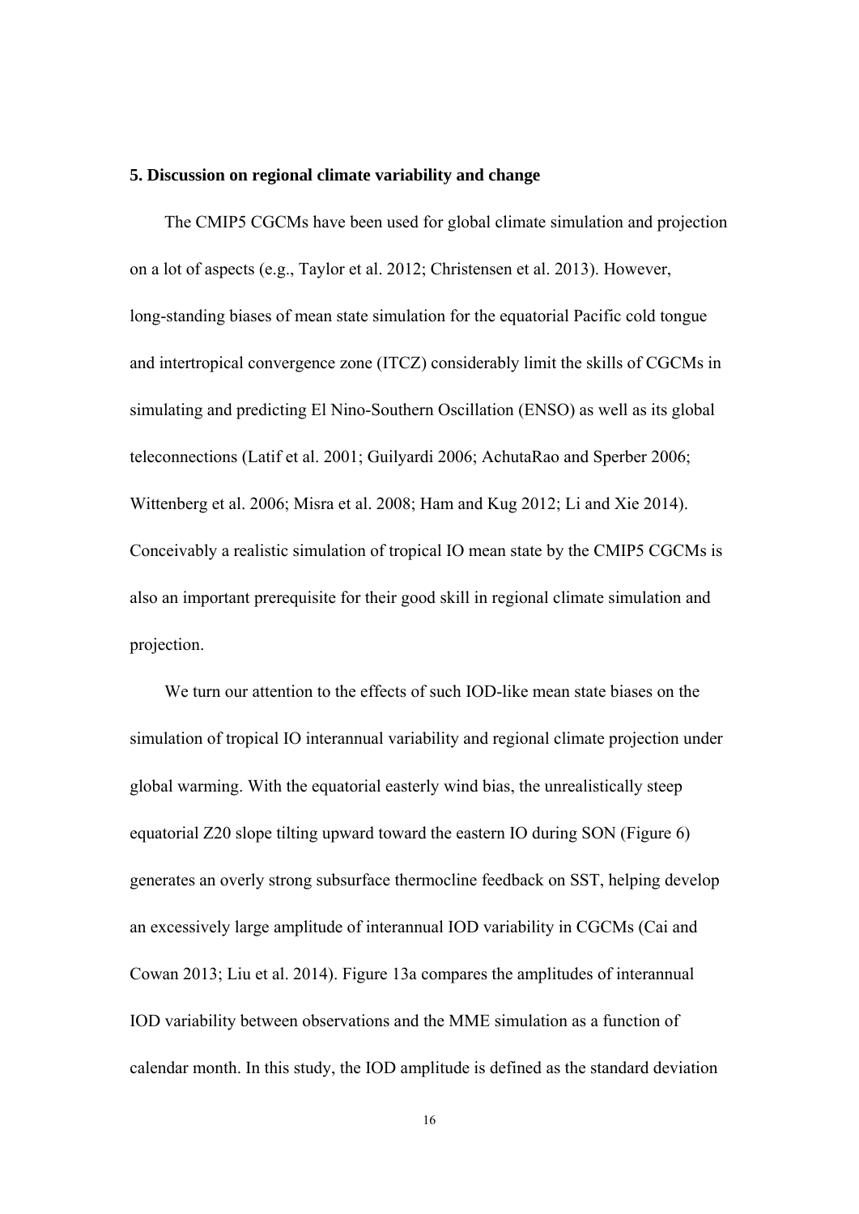### 5. Discussion on regional climate variability and change

The CMIP5 CGCMs have been used for global climate simulation and projection on a lot of aspects (e.g., Taylor et al. 2012; Christensen et al. 2013). However, long-standing biases of mean state simulation for the equatorial Pacific cold tongue and intertropical convergence zone (ITCZ) considerably limit the skills of CGCMs in simulating and predicting El Nino-Southern Oscillation (ENSO) as well as its global teleconnections (Latif et al. 2001; Guilyardi 2006; AchutaRao and Sperber 2006; Wittenberg et al. 2006; Misra et al. 2008; Ham and Kug 2012; Li and Xie 2014). Conceivably a realistic simulation of tropical IO mean state by the CMIP5 CGCMs is also an important prerequisite for their good skill in regional climate simulation and projection.

We turn our attention to the effects of such IOD-like mean state biases on the simulation of tropical IO interannual variability and regional climate projection under global warming. With the equatorial easterly wind bias, the unrealistically steep equatorial Z20 slope tilting upward toward the eastern IO during SON (Figure 6) generates an overly strong subsurface thermocline feedback on SST, helping develop an excessively large amplitude of interannual IOD variability in CGCMs (Cai and Cowan 2013; Liu et al. 2014). Figure 13a compares the amplitudes of interannual IOD variability between observations and the MME simulation as a function of calendar month. In this study, the IOD amplitude is defined as the standard deviation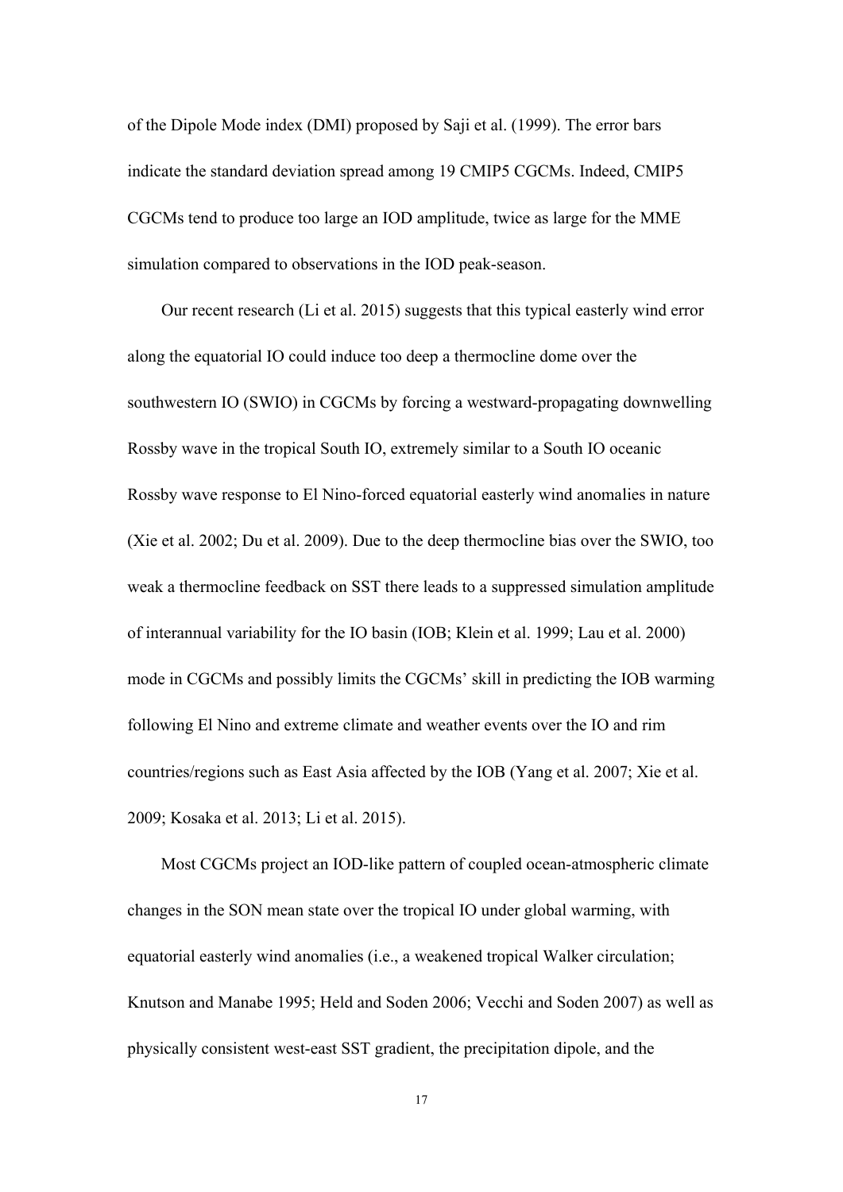of the Dipole Mode index (DMI) proposed by Saji et al. (1999). The error bars indicate the standard deviation spread among 19 CMIP5 CGCMs. Indeed, CMIP5 CGCMs tend to produce too large an IOD amplitude, twice as large for the MME simulation compared to observations in the IOD peak-season.

Our recent research (Li et al. 2015) suggests that this typical easterly wind error along the equatorial IO could induce too deep a thermocline dome over the southwestern IO (SWIO) in CGCMs by forcing a westward-propagating downwelling Rossby wave in the tropical South IO, extremely similar to a South IO oceanic Rossby wave response to El Nino-forced equatorial easterly wind anomalies in nature (Xie et al. 2002; Du et al. 2009). Due to the deep thermocline bias over the SWIO, too weak a thermocline feedback on SST there leads to a suppressed simulation amplitude of interannual variability for the IO basin (IOB; Klein et al. 1999; Lau et al. 2000) mode in CGCMs and possibly limits the CGCMs' skill in predicting the IOB warming following El Nino and extreme climate and weather events over the IO and rim countries/regions such as East Asia affected by the IOB (Yang et al. 2007; Xie et al. 2009; Kosaka et al. 2013; Li et al. 2015).

Most CGCMs project an IOD-like pattern of coupled ocean-atmospheric climate changes in the SON mean state over the tropical IO under global warming, with equatorial easterly wind anomalies (i.e., a weakened tropical Walker circulation; Knutson and Manabe 1995; Held and Soden 2006; Vecchi and Soden 2007) as well as physically consistent west-east SST gradient, the precipitation dipole, and the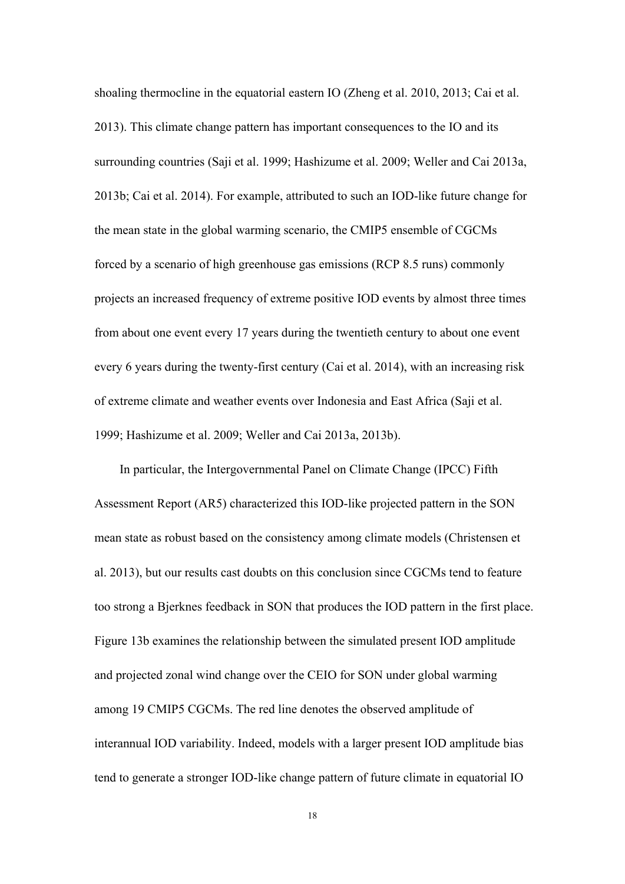shoaling thermocline in the equatorial eastern IO (Zheng et al. 2010, 2013; Cai et al. 2013). This climate change pattern has important consequences to the IO and its surrounding countries (Saji et al. 1999; Hashizume et al. 2009; Weller and Cai 2013a, 2013b; Cai et al. 2014). For example, attributed to such an IOD-like future change for the mean state in the global warming scenario, the CMIP5 ensemble of CGCMs forced by a scenario of high greenhouse gas emissions (RCP 8.5 runs) commonly projects an increased frequency of extreme positive IOD events by almost three times from about one event every 17 years during the twentieth century to about one event every 6 years during the twenty-first century (Cai et al. 2014), with an increasing risk of extreme climate and weather events over Indonesia and East Africa (Saji et al. 1999; Hashizume et al. 2009; Weller and Cai 2013a, 2013b).

In particular, the Intergovernmental Panel on Climate Change (IPCC) Fifth Assessment Report (AR5) characterized this IOD-like projected pattern in the SON mean state as robust based on the consistency among climate models (Christensen et al. 2013), but our results cast doubts on this conclusion since CGCMs tend to feature too strong a Bjerknes feedback in SON that produces the IOD pattern in the first place. Figure 13b examines the relationship between the simulated present IOD amplitude and projected zonal wind change over the CEIO for SON under global warming among 19 CMIP5 CGCMs. The red line denotes the observed amplitude of interannual IOD variability. Indeed, models with a larger present IOD amplitude bias tend to generate a stronger IOD-like change pattern of future climate in equatorial IO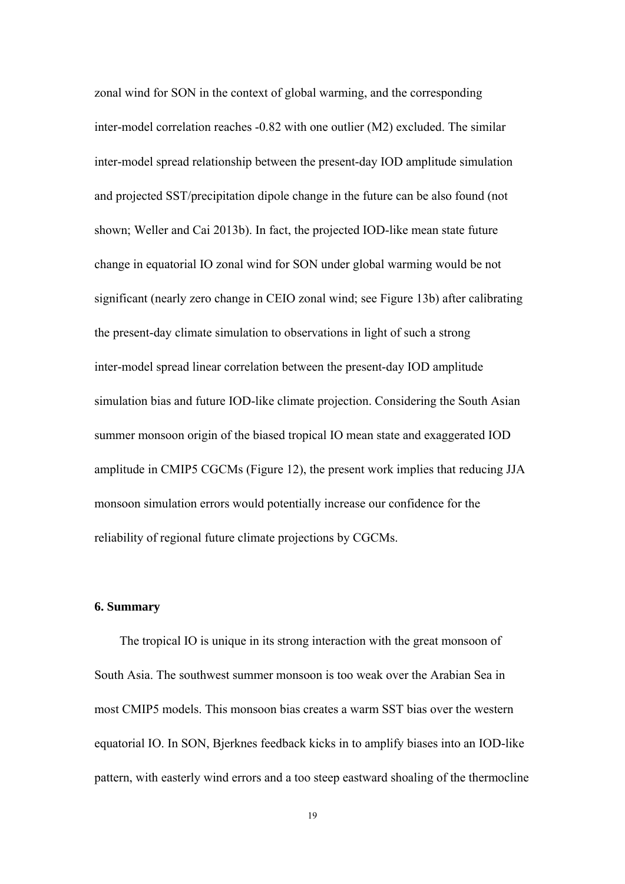zonal wind for SON in the context of global warming, and the corresponding inter-model correlation reaches -0.82 with one outlier (M2) excluded. The similar inter-model spread relationship between the present-day IOD amplitude simulation and projected SST/precipitation dipole change in the future can be also found (not shown; Weller and Cai 2013b). In fact, the projected IOD-like mean state future change in equatorial IO zonal wind for SON under global warming would be not significant (nearly zero change in CEIO zonal wind; see Figure 13b) after calibrating the present-day climate simulation to observations in light of such a strong inter-model spread linear correlation between the present-day IOD amplitude simulation bias and future IOD-like climate projection. Considering the South Asian summer monsoon origin of the biased tropical IO mean state and exaggerated IOD amplitude in CMIP5 CGCMs (Figure 12), the present work implies that reducing JJA monsoon simulation errors would potentially increase our confidence for the reliability of regional future climate projections by CGCMs.

## 6. Summary

The tropical IO is unique in its strong interaction with the great monsoon of South Asia. The southwest summer monsoon is too weak over the Arabian Sea in most CMIP5 models. This monsoon bias creates a warm SST bias over the western equatorial IO. In SON, Bjerknes feedback kicks in to amplify biases into an IOD-like pattern, with easterly wind errors and a too steep eastward shoaling of the thermocline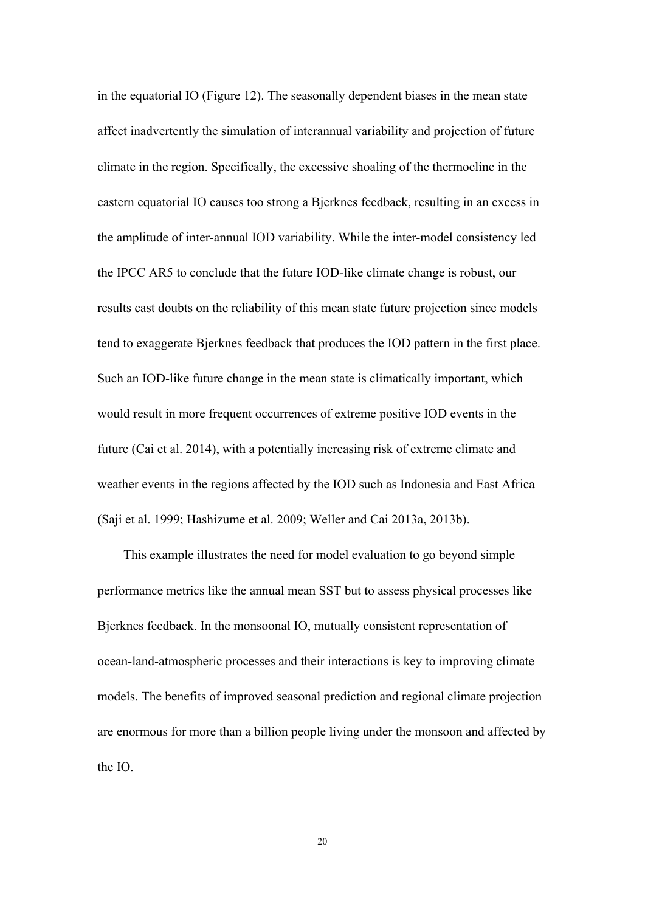in the equatorial IO (Figure 12). The seasonally dependent biases in the mean state affect inadvertently the simulation of interannual variability and projection of future climate in the region. Specifically, the excessive shoaling of the thermocline in the eastern equatorial IO causes too strong a Bjerknes feedback, resulting in an excess in the amplitude of inter-annual IOD variability. While the inter-model consistency led the IPCC AR5 to conclude that the future IOD-like climate change is robust, our results cast doubts on the reliability of this mean state future projection since models tend to exaggerate Bjerknes feedback that produces the IOD pattern in the first place. Such an IOD-like future change in the mean state is climatically important, which would result in more frequent occurrences of extreme positive IOD events in the future (Cai et al. 2014), with a potentially increasing risk of extreme climate and weather events in the regions affected by the IOD such as Indonesia and East Africa (Saji et al. 1999; Hashizume et al. 2009; Weller and Cai 2013a, 2013b).

This example illustrates the need for model evaluation to go beyond simple performance metrics like the annual mean SST but to assess physical processes like Bjerknes feedback. In the monsoonal IO, mutually consistent representation of ocean-land-atmospheric processes and their interactions is key to improving climate models. The benefits of improved seasonal prediction and regional climate projection are enormous for more than a billion people living under the monsoon and affected by the IO.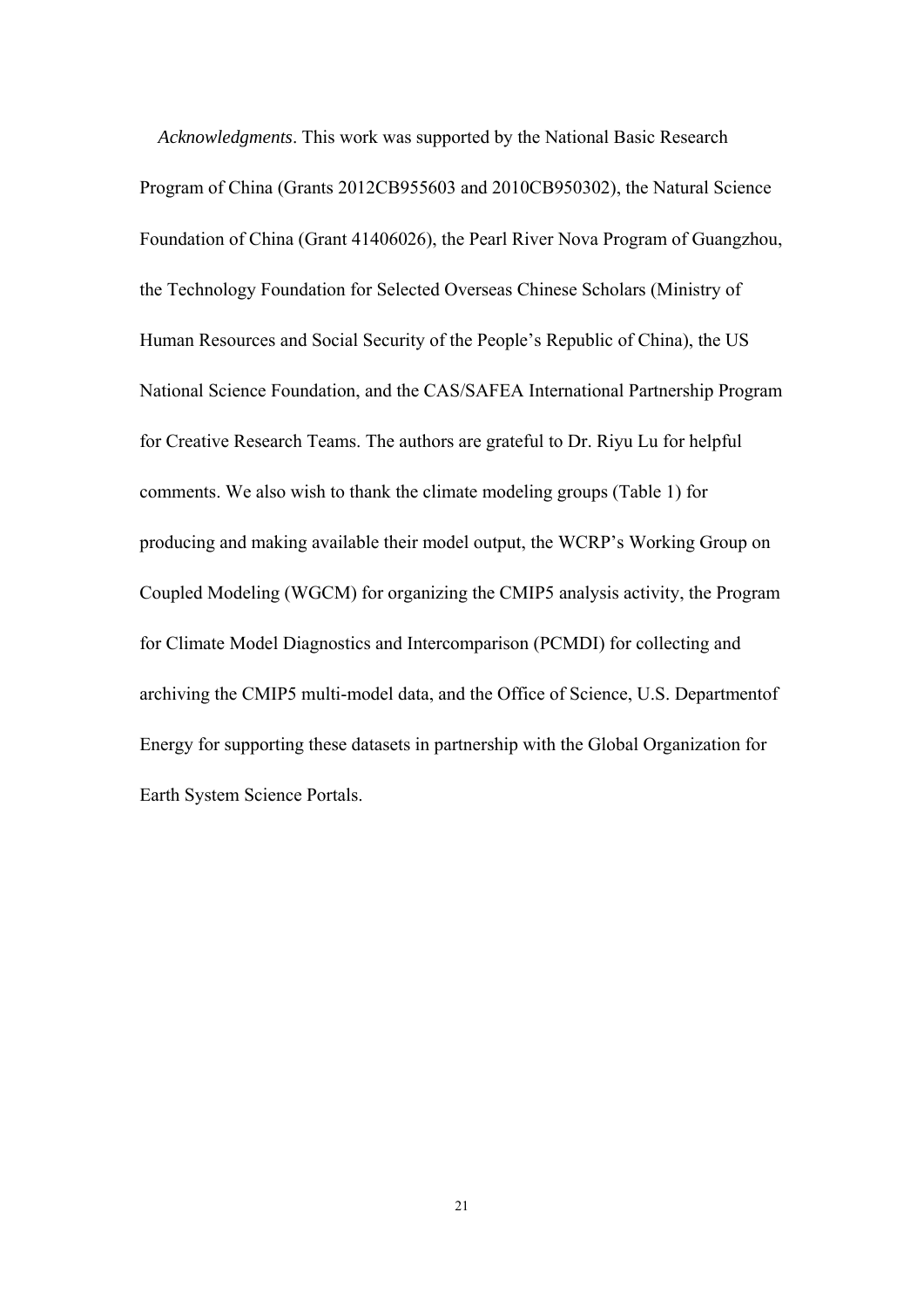*Acknowledgments*. This work was supported by the National Basic Research Program of China (Grants 2012CB955603 and 2010CB950302), the Natural Science Foundation of China (Grant 41406026), the Pearl River Nova Program of Guangzhou, the Technology Foundation for Selected Overseas Chinese Scholars (Ministry of Human Resources and Social Security of the People's Republic of China), the US National Science Foundation, and the CAS/SAFEA International Partnership Program for Creative Research Teams. The authors are grateful to Dr. Riyu Lu for helpful comments. We also wish to thank the climate modeling groups (Table 1) for producing and making available their model output, the WCRP's Working Group on Coupled Modeling (WGCM) for organizing the CMIP5 analysis activity, the Program for Climate Model Diagnostics and Intercomparison (PCMDI) for collecting and archiving the CMIP5 multi-model data, and the Office of Science, U.S. Departmentof Energy for supporting these datasets in partnership with the Global Organization for Earth System Science Portals.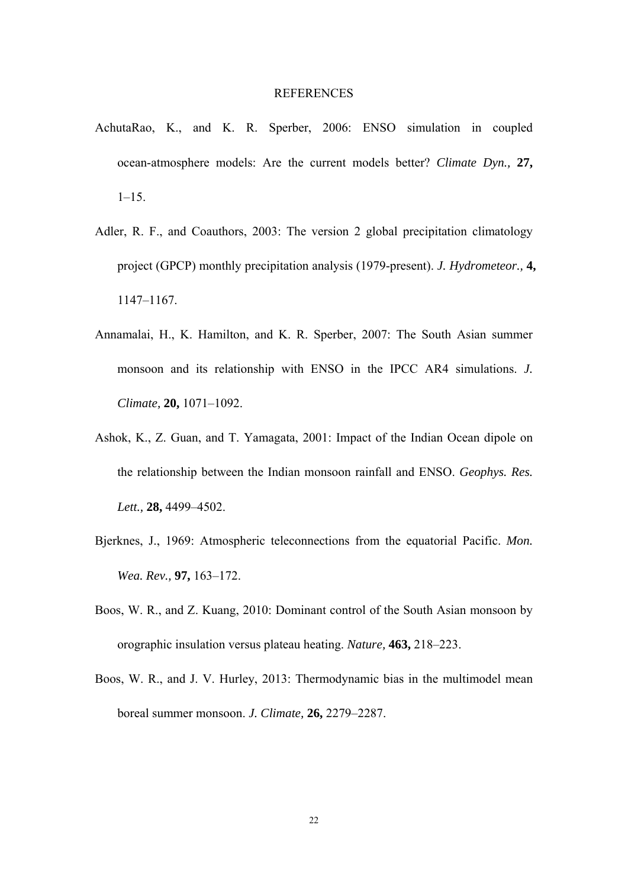# REFERENCES

AchutaRao, K., and K. R. Sperber, 2006: ENSO simulation in coupled ocean-atmosphere models: Are the current models better? *Climate Dyn.,* **27,** 1–15.

Adler, R. F., and Coauthors, 2003: The version 2 global precipitation climatology project (GPCP) monthly precipitation analysis (1979-present). *J. Hydrometeor.,* **4,** 1147–1167.

Annamalai, H., K. Hamilton, and K. R. Sperber, 2007: The South Asian summer monsoon and its relationship with ENSO in the IPCC AR4 simulations. *J. Climate,* **20,** 1071–1092.

Ashok, K., Z. Guan, and T. Yamagata, 2001: Impact of the Indian Ocean dipole on the relationship between the Indian monsoon rainfall and ENSO. *Geophys. Res. Lett.,* **28,** 4499–4502.

Bjerknes, J., 1969: Atmospheric teleconnections from the equatorial Pacific. *Mon. Wea. Rev.,* **97,** 163–172.

Boos, W. R., and Z. Kuang, 2010: Dominant control of the South Asian monsoon by orographic insulation versus plateau heating. *Nature,* **463,** 218–223.

Boos, W. R., and J. V. Hurley, 2013: Thermodynamic bias in the multimodel mean boreal summer monsoon. *J. Climate,* **26,** 2279–2287.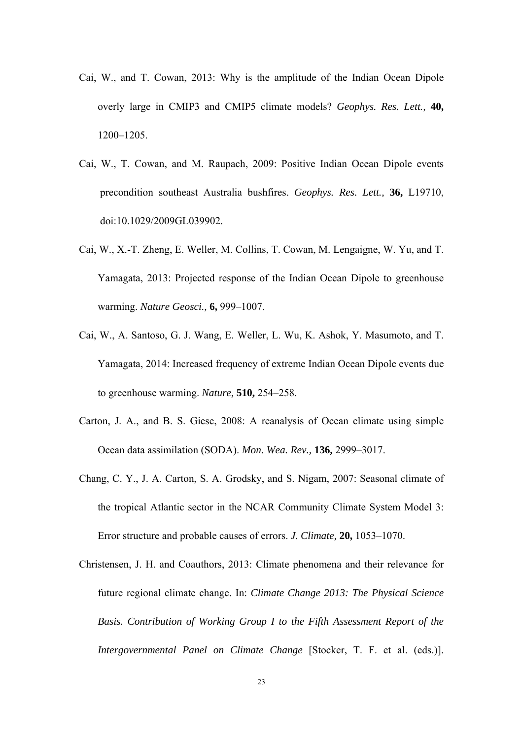Cai, W., and T. Cowan, 2013: Why is the amplitude of the Indian Ocean Dipole overly large in CMIP3 and CMIP5 climate models? *Geophys. Res. Lett.,* **40,** 1200–1205.

Cai, W., T. Cowan, and M. Raupach, 2009: Positive Indian Ocean Dipole events precondition southeast Australia bushfires. *Geophys. Res. Lett.,* **36,** L19710, doi:10.1029/2009GL039902.

Cai, W., X.-T. Zheng, E. Weller, M. Collins, T. Cowan, M. Lengaigne, W. Yu, and T. Yamagata, 2013: Projected response of the Indian Ocean Dipole to greenhouse warming. *Nature Geosci.,* **6,** 999–1007.

Cai, W., A. Santoso, G. J. Wang, E. Weller, L. Wu, K. Ashok, Y. Masumoto, and T. Yamagata, 2014: Increased frequency of extreme Indian Ocean Dipole events due to greenhouse warming. *Nature,* **510,** 254–258.

Carton, J. A., and B. S. Giese, 2008: A reanalysis of Ocean climate using simple Ocean data assimilation (SODA). *Mon. Wea. Rev.,* **136,** 2999–3017.

Chang, C. Y., J. A. Carton, S. A. Grodsky, and S. Nigam, 2007: Seasonal climate of the tropical Atlantic sector in the NCAR Community Climate System Model 3: Error structure and probable causes of errors. *J. Climate,* **20,** 1053–1070.

Christensen, J. H. and Coauthors, 2013: Climate phenomena and their relevance for future regional climate change. In: *Climate Change 2013: The Physical Science Basis. Contribution of Working Group I to the Fifth Assessment Report of the Intergovernmental Panel on Climate Change* [Stocker, T. F. et al. (eds.)].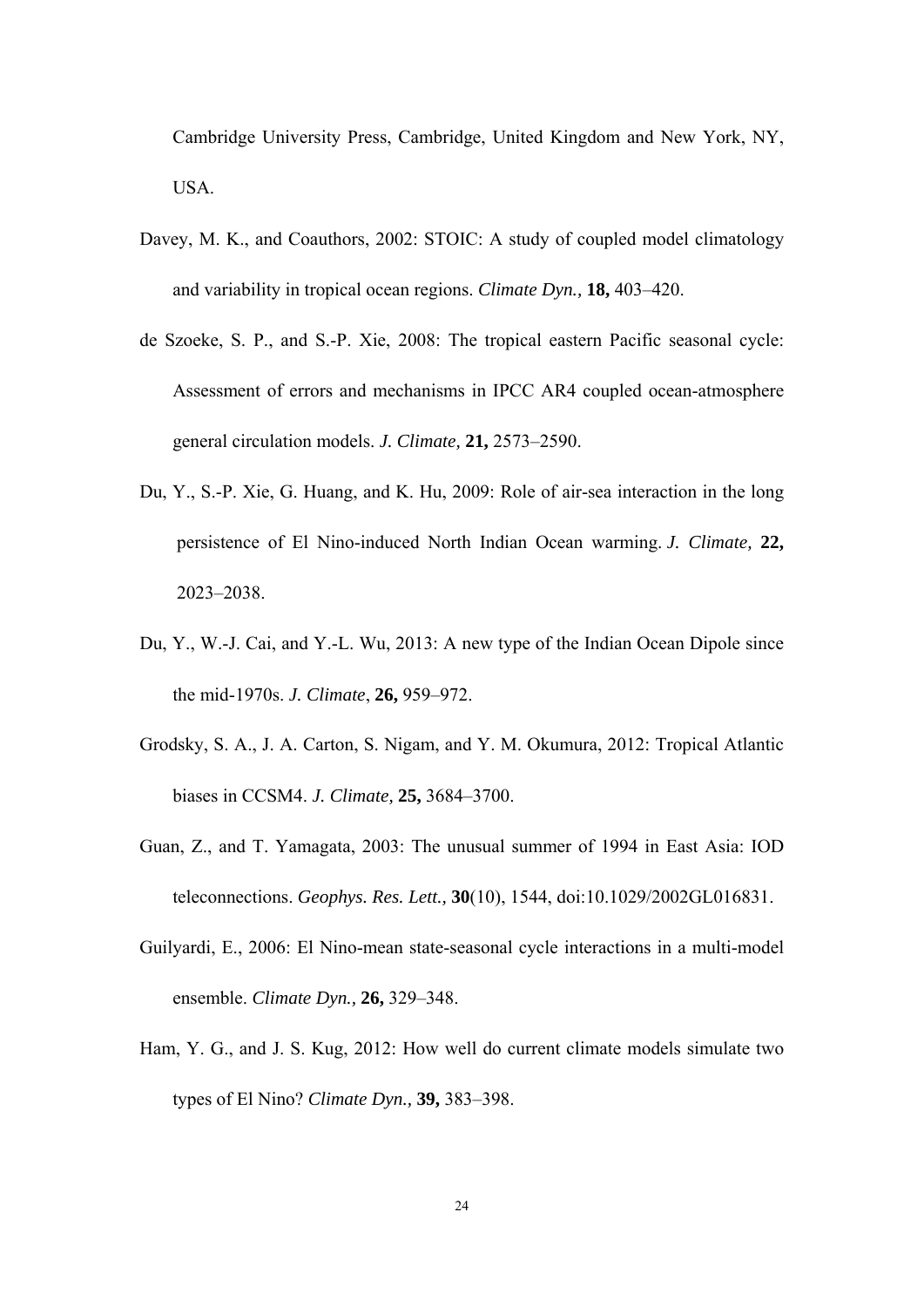Cambridge University Press, Cambridge, United Kingdom and New York, NY, USA.

Davey, M. K., and Coauthors, 2002: STOIC: A study of coupled model climatology and variability in tropical ocean regions. *Climate Dyn.,* **18,** 403–420.

de Szoeke, S. P., and S.-P. Xie, 2008: The tropical eastern Pacific seasonal cycle: Assessment of errors and mechanisms in IPCC AR4 coupled ocean-atmosphere general circulation models. *J. Climate,* **21,** 2573–2590.

Du, Y., S.-P. Xie, G. Huang, and K. Hu, 2009: Role of air-sea interaction in the long persistence of El Nino-induced North Indian Ocean warming. *J. Climate,* **22,** 2023–2038.

Du, Y., W.-J. Cai, and Y.-L. Wu, 2013: A new type of the Indian Ocean Dipole since the mid-1970s. *J. Climate*, **26,** 959–972.

Grodsky, S. A., J. A. Carton, S. Nigam, and Y. M. Okumura, 2012: Tropical Atlantic biases in CCSM4. *J. Climate,* **25,** 3684–3700.

Guan, Z., and T. Yamagata, 2003: The unusual summer of 1994 in East Asia: IOD teleconnections. *Geophys. Res. Lett.,* **30**(10), 1544, doi:10.1029/2002GL016831.

Guilyardi, E., 2006: El Nino-mean state-seasonal cycle interactions in a multi-model ensemble. *Climate Dyn.,* **26,** 329–348.

Ham, Y. G., and J. S. Kug, 2012: How well do current climate models simulate two types of El Nino? *Climate Dyn.,* **39,** 383–398.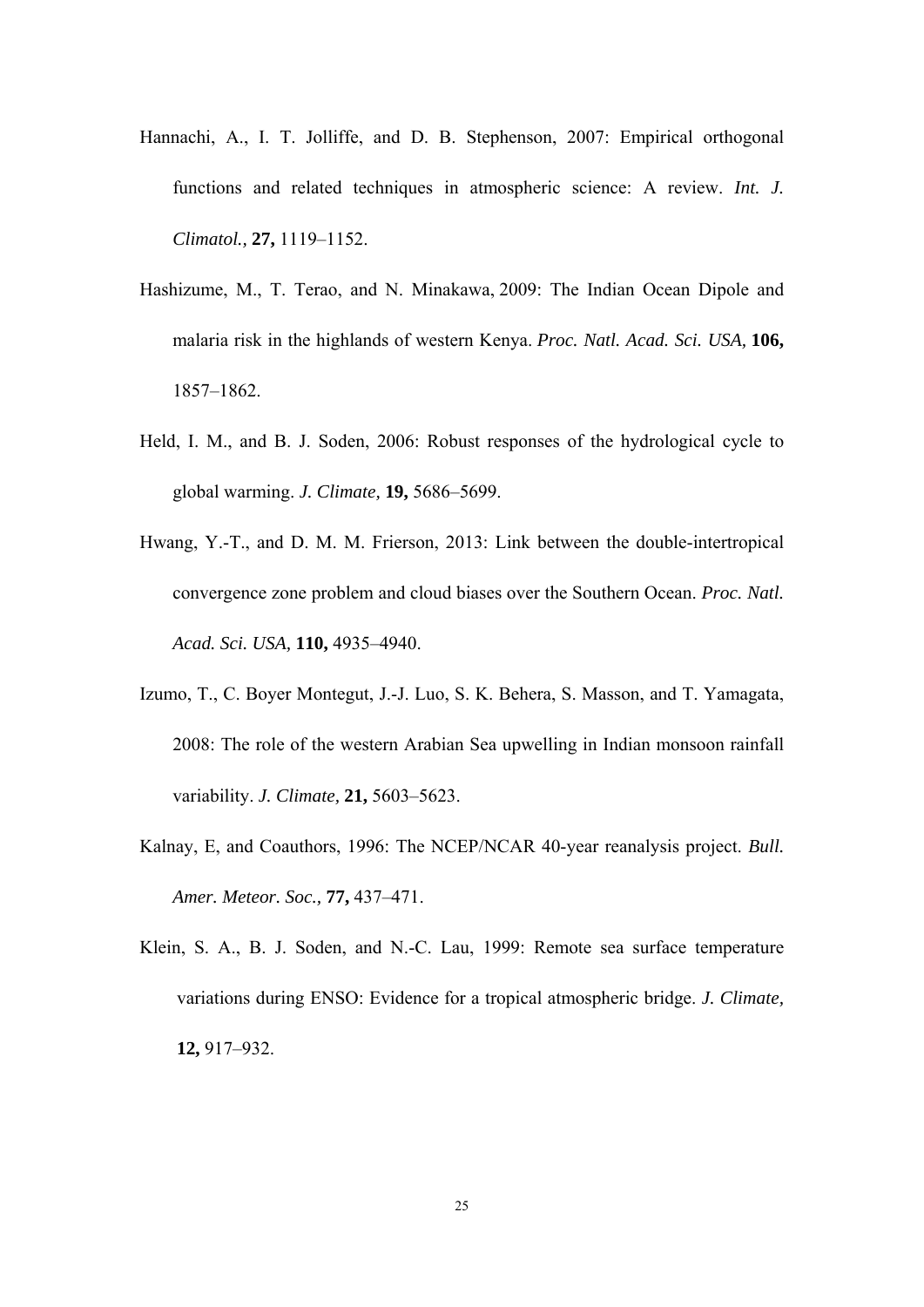Hannachi, A., I. T. Jolliffe, and D. B. Stephenson, 2007: Empirical orthogonal functions and related techniques in atmospheric science: A review. *Int. J. Climatol.,* **27,** 1119–1152.

Hashizume, M., T. Terao, and N. Minakawa, 2009: The Indian Ocean Dipole and malaria risk in the highlands of western Kenya. *Proc. Natl. Acad. Sci. USA,* **106,** 1857–1862.

Held, I. M., and B. J. Soden, 2006: Robust responses of the hydrological cycle to global warming. *J. Climate,* **19,** 5686–5699.

Hwang, Y.-T., and D. M. M. Frierson, 2013: Link between the double-intertropical convergence zone problem and cloud biases over the Southern Ocean. *Proc. Natl. Acad. Sci. USA,* **110,** 4935–4940.

Izumo, T., C. Boyer Montegut, J.-J. Luo, S. K. Behera, S. Masson, and T. Yamagata, 2008: The role of the western Arabian Sea upwelling in Indian monsoon rainfall variability. *J. Climate,* **21,** 5603–5623.

Kalnay, E, and Coauthors, 1996: The NCEP/NCAR 40-year reanalysis project. *Bull. Amer. Meteor. Soc.,* **77,** 437–471.

Klein, S. A., B. J. Soden, and N.-C. Lau, 1999: Remote sea surface temperature variations during ENSO: Evidence for a tropical atmospheric bridge. *J. Climate,* **12,** 917–932.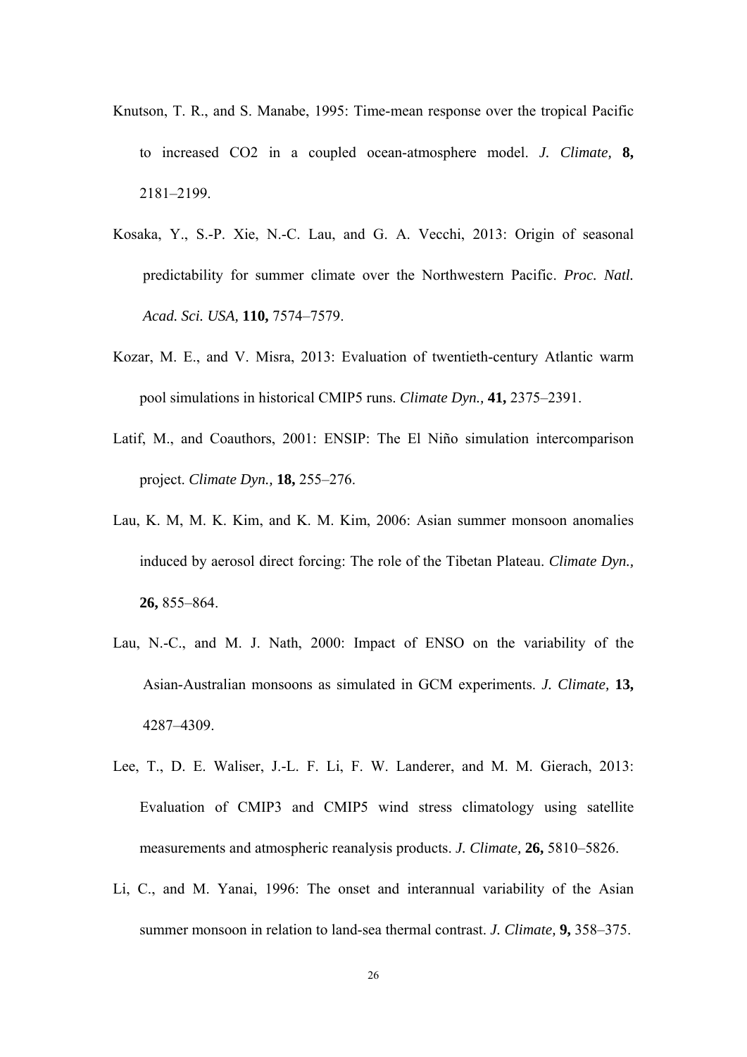Knutson, T. R., and S. Manabe, 1995: Time-mean response over the tropical Pacific to increased CO2 in a coupled ocean-atmosphere model. *J. Climate,* **8,** 2181–2199.

Kosaka, Y., S.-P. Xie, N.-C. Lau, and G. A. Vecchi, 2013: Origin of seasonal predictability for summer climate over the Northwestern Pacific. *Proc. Natl. Acad. Sci. USA,* **110,** 7574–7579.

Kozar, M. E., and V. Misra, 2013: Evaluation of twentieth-century Atlantic warm pool simulations in historical CMIP5 runs. *Climate Dyn.,* **41,** 2375–2391.

Latif, M., and Coauthors, 2001: ENSIP: The El Niño simulation intercomparison project. *Climate Dyn.,* **18,** 255–276.

Lau, K. M, M. K. Kim, and K. M. Kim, 2006: Asian summer monsoon anomalies induced by aerosol direct forcing: The role of the Tibetan Plateau. *Climate Dyn.,* **26,** 855–864.

Lau, N.-C., and M. J. Nath, 2000: Impact of ENSO on the variability of the Asian-Australian monsoons as simulated in GCM experiments. *J. Climate,* **13,** 4287–4309.

Lee, T., D. E. Waliser, J.-L. F. Li, F. W. Landerer, and M. M. Gierach, 2013: Evaluation of CMIP3 and CMIP5 wind stress climatology using satellite measurements and atmospheric reanalysis products. *J. Climate,* **26,** 5810–5826.

Li, C., and M. Yanai, 1996: The onset and interannual variability of the Asian summer monsoon in relation to land-sea thermal contrast. *J. Climate,* **9,** 358–375.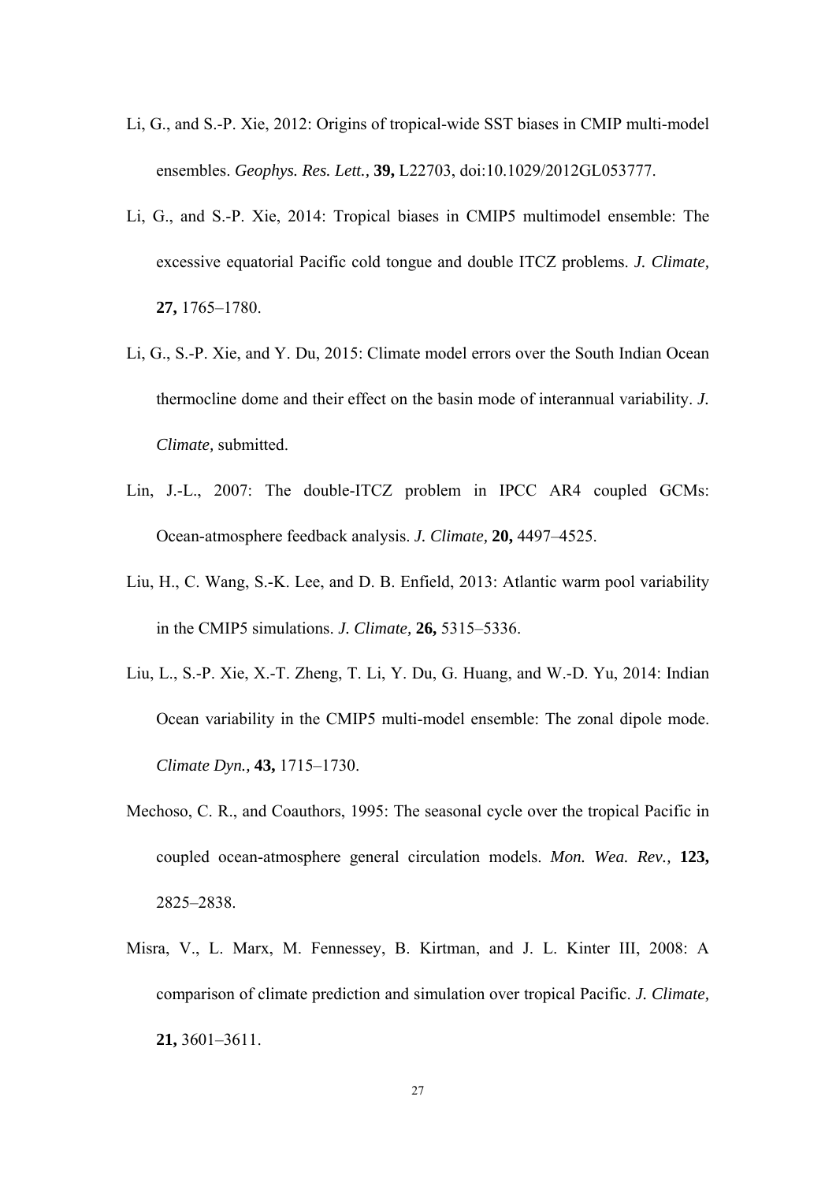Li, G., and S.-P. Xie, 2012: Origins of tropical-wide SST biases in CMIP multi-model ensembles. *Geophys. Res. Lett.,* **39,** L22703, doi:10.1029/2012GL053777.

Li, G., and S.-P. Xie, 2014: Tropical biases in CMIP5 multimodel ensemble: The excessive equatorial Pacific cold tongue and double ITCZ problems. *J. Climate,* **27,** 1765–1780.

Li, G., S.-P. Xie, and Y. Du, 2015: Climate model errors over the South Indian Ocean thermocline dome and their effect on the basin mode of interannual variability. *J. Climate,* submitted.

Lin, J.-L., 2007: The double-ITCZ problem in IPCC AR4 coupled GCMs: Ocean-atmosphere feedback analysis. *J. Climate,* **20,** 4497–4525.

Liu, H., C. Wang, S.-K. Lee, and D. B. Enfield, 2013: Atlantic warm pool variability in the CMIP5 simulations. *J. Climate,* **26,** 5315–5336.

Liu, L., S.-P. Xie, X.-T. Zheng, T. Li, Y. Du, G. Huang, and W.-D. Yu, 2014: Indian Ocean variability in the CMIP5 multi-model ensemble: The zonal dipole mode. *Climate Dyn.,* **43,** 1715–1730.

Mechoso, C. R., and Coauthors, 1995: The seasonal cycle over the tropical Pacific in coupled ocean-atmosphere general circulation models. *Mon. Wea. Rev.,* **123,** 2825–2838.

Misra, V., L. Marx, M. Fennessey, B. Kirtman, and J. L. Kinter III, 2008: A comparison of climate prediction and simulation over tropical Pacific. *J. Climate,* **21,** 3601–3611.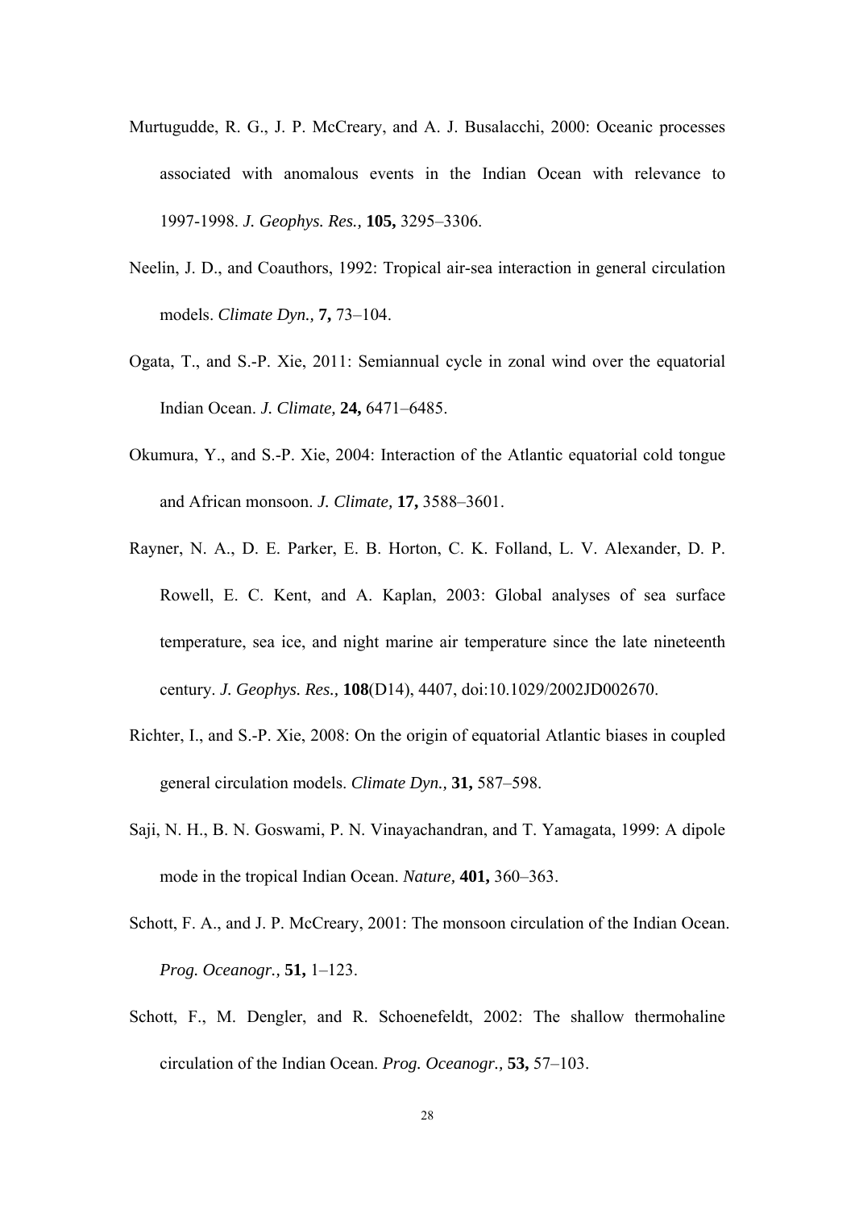Murtugudde, R. G., J. P. McCreary, and A. J. Busalacchi, 2000: Oceanic processes associated with anomalous events in the Indian Ocean with relevance to 1997-1998. *J. Geophys. Res.,* **105,** 3295–3306.

Neelin, J. D., and Coauthors, 1992: Tropical air-sea interaction in general circulation models. *Climate Dyn.,* **7,** 73–104.

Ogata, T., and S.-P. Xie, 2011: Semiannual cycle in zonal wind over the equatorial Indian Ocean. *J. Climate,* **24,** 6471–6485.

Okumura, Y., and S.-P. Xie, 2004: Interaction of the Atlantic equatorial cold tongue and African monsoon. *J. Climate,* **17,** 3588–3601.

Rayner, N. A., D. E. Parker, E. B. Horton, C. K. Folland, L. V. Alexander, D. P. Rowell, E. C. Kent, and A. Kaplan, 2003: Global analyses of sea surface temperature, sea ice, and night marine air temperature since the late nineteenth century. *J. Geophys. Res.,* **108**(D14), 4407, doi:10.1029/2002JD002670.

Richter, I., and S.-P. Xie, 2008: On the origin of equatorial Atlantic biases in coupled general circulation models. *Climate Dyn.,* **31,** 587–598.

Saji, N. H., B. N. Goswami, P. N. Vinayachandran, and T. Yamagata, 1999: A dipole mode in the tropical Indian Ocean. *Nature,* **401,** 360–363.

Schott, F. A., and J. P. McCreary, 2001: The monsoon circulation of the Indian Ocean. *Prog. Oceanogr.,* **51,** 1–123.

Schott, F., M. Dengler, and R. Schoenefeldt, 2002: The shallow thermohaline circulation of the Indian Ocean. *Prog. Oceanogr.,* **53,** 57–103.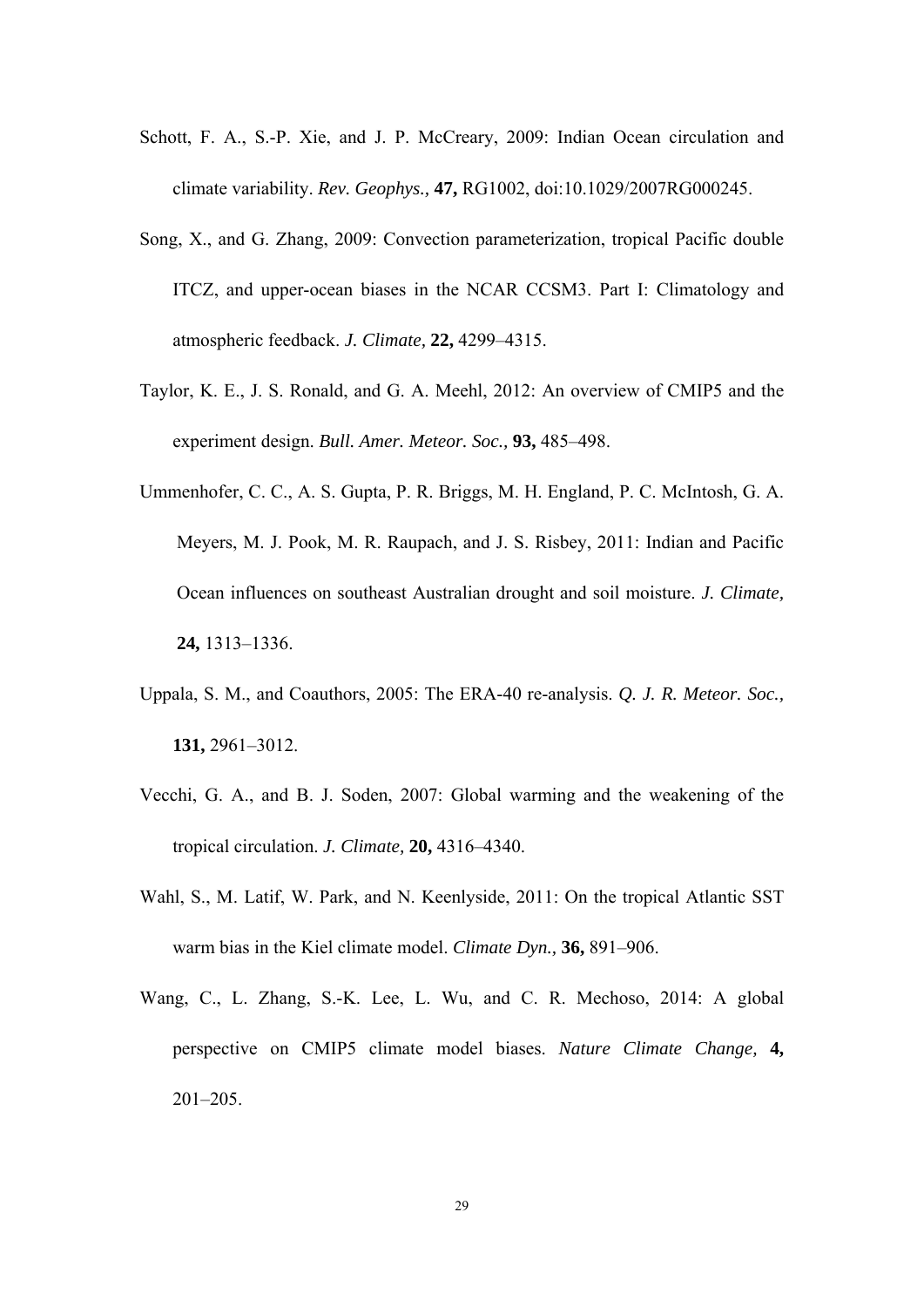Schott, F. A., S.-P. Xie, and J. P. McCreary, 2009: Indian Ocean circulation and climate variability. *Rev. Geophys.,* **47,** RG1002, doi:10.1029/2007RG000245.

Song, X., and G. Zhang, 2009: Convection parameterization, tropical Pacific double ITCZ, and upper-ocean biases in the NCAR CCSM3. Part I: Climatology and atmospheric feedback. *J. Climate,* **22,** 4299–4315.

Taylor, K. E., J. S. Ronald, and G. A. Meehl, 2012: An overview of CMIP5 and the experiment design. *Bull. Amer. Meteor. Soc.,* **93,** 485–498.

Ummenhofer, C. C., A. S. Gupta, P. R. Briggs, M. H. England, P. C. McIntosh, G. A. Meyers, M. J. Pook, M. R. Raupach, and J. S. Risbey, 2011: Indian and Pacific Ocean influences on southeast Australian drought and soil moisture. *J. Climate,* **24,** 1313–1336.

Uppala, S. M., and Coauthors, 2005: The ERA-40 re-analysis. *Q. J. R. Meteor. Soc.,* **131,** 2961–3012.

Vecchi, G. A., and B. J. Soden, 2007: Global warming and the weakening of the tropical circulation. *J. Climate,* **20,** 4316–4340.

Wahl, S., M. Latif, W. Park, and N. Keenlyside, 2011: On the tropical Atlantic SST warm bias in the Kiel climate model. *Climate Dyn.,* **36,** 891–906.

Wang, C., L. Zhang, S.-K. Lee, L. Wu, and C. R. Mechoso, 2014: A global perspective on CMIP5 climate model biases. *Nature Climate Change,* **4,** 201–205.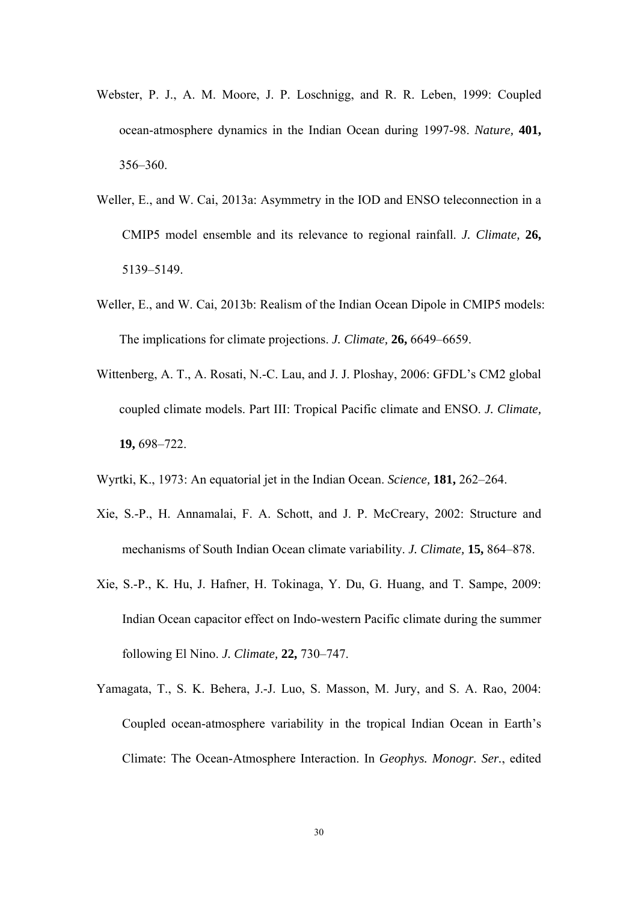Webster, P. J., A. M. Moore, J. P. Loschnigg, and R. R. Leben, 1999: Coupled ocean-atmosphere dynamics in the Indian Ocean during 1997-98. *Nature,* **401,** 356–360.

Weller, E., and W. Cai, 2013a: Asymmetry in the IOD and ENSO teleconnection in a CMIP5 model ensemble and its relevance to regional rainfall. *J. Climate,* **26,** 5139–5149.

Weller, E., and W. Cai, 2013b: Realism of the Indian Ocean Dipole in CMIP5 models: The implications for climate projections. *J. Climate,* **26,** 6649–6659.

Wittenberg, A. T., A. Rosati, N.-C. Lau, and J. J. Ploshay, 2006: GFDL's CM2 global coupled climate models. Part III: Tropical Pacific climate and ENSO. *J. Climate,* **19,** 698–722.

Wyrtki, K., 1973: An equatorial jet in the Indian Ocean. *Science,* **181,** 262–264.

Xie, S.-P., H. Annamalai, F. A. Schott, and J. P. McCreary, 2002: Structure and mechanisms of South Indian Ocean climate variability. *J. Climate*, **15,** 864–878.

Xie, S.-P., K. Hu, J. Hafner, H. Tokinaga, Y. Du, G. Huang, and T. Sampe, 2009: Indian Ocean capacitor effect on Indo-western Pacific climate during the summer following El Nino. *J. Climate,* **22,** 730–747.

Yamagata, T., S. K. Behera, J.-J. Luo, S. Masson, M. Jury, and S. A. Rao, 2004: Coupled ocean-atmosphere variability in the tropical Indian Ocean in Earth's Climate: The Ocean-Atmosphere Interaction. In *Geophys. Monogr. Ser.*, edited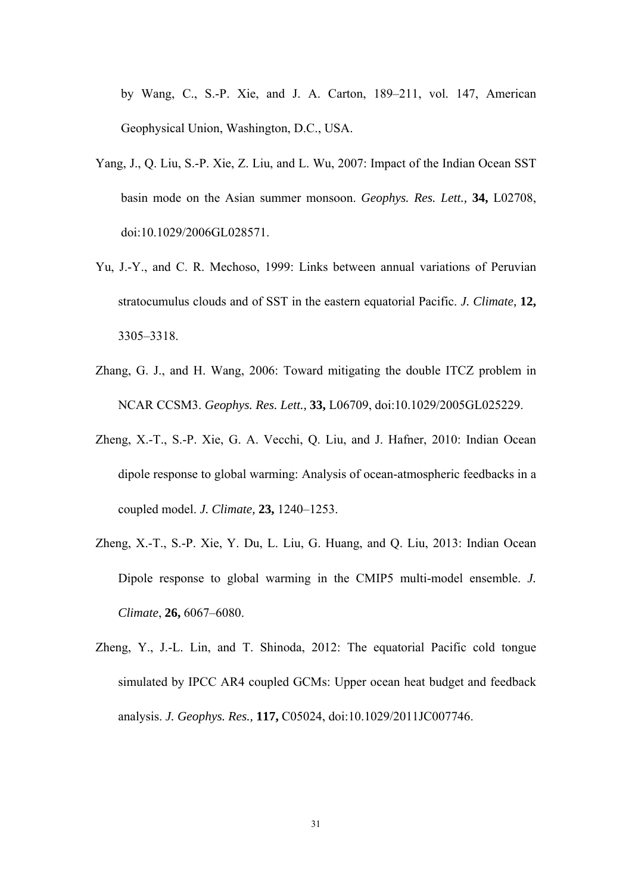by Wang, C., S.-P. Xie, and J. A. Carton, 189–211, vol. 147, American Geophysical Union, Washington, D.C., USA.

Yang, J., Q. Liu, S.-P. Xie, Z. Liu, and L. Wu, 2007: Impact of the Indian Ocean SST basin mode on the Asian summer monsoon. *Geophys. Res. Lett.,* **34,** L02708, doi:10.1029/2006GL028571.

Yu, J.-Y., and C. R. Mechoso, 1999: Links between annual variations of Peruvian stratocumulus clouds and of SST in the eastern equatorial Pacific. *J. Climate,* **12,** 3305–3318.

Zhang, G. J., and H. Wang, 2006: Toward mitigating the double ITCZ problem in NCAR CCSM3. *Geophys. Res. Lett.,* **33,** L06709, doi:10.1029/2005GL025229.

Zheng, X.-T., S.-P. Xie, G. A. Vecchi, Q. Liu, and J. Hafner, 2010: Indian Ocean dipole response to global warming: Analysis of ocean-atmospheric feedbacks in a coupled model. *J. Climate,* **23,** 1240–1253.

Zheng, X.-T., S.-P. Xie, Y. Du, L. Liu, G. Huang, and Q. Liu, 2013: Indian Ocean Dipole response to global warming in the CMIP5 multi-model ensemble. *J. Climate*, **26,** 6067–6080.

Zheng, Y., J.-L. Lin, and T. Shinoda, 2012: The equatorial Pacific cold tongue simulated by IPCC AR4 coupled GCMs: Upper ocean heat budget and feedback analysis. *J. Geophys. Res.,* **117,** C05024, doi:10.1029/2011JC007746.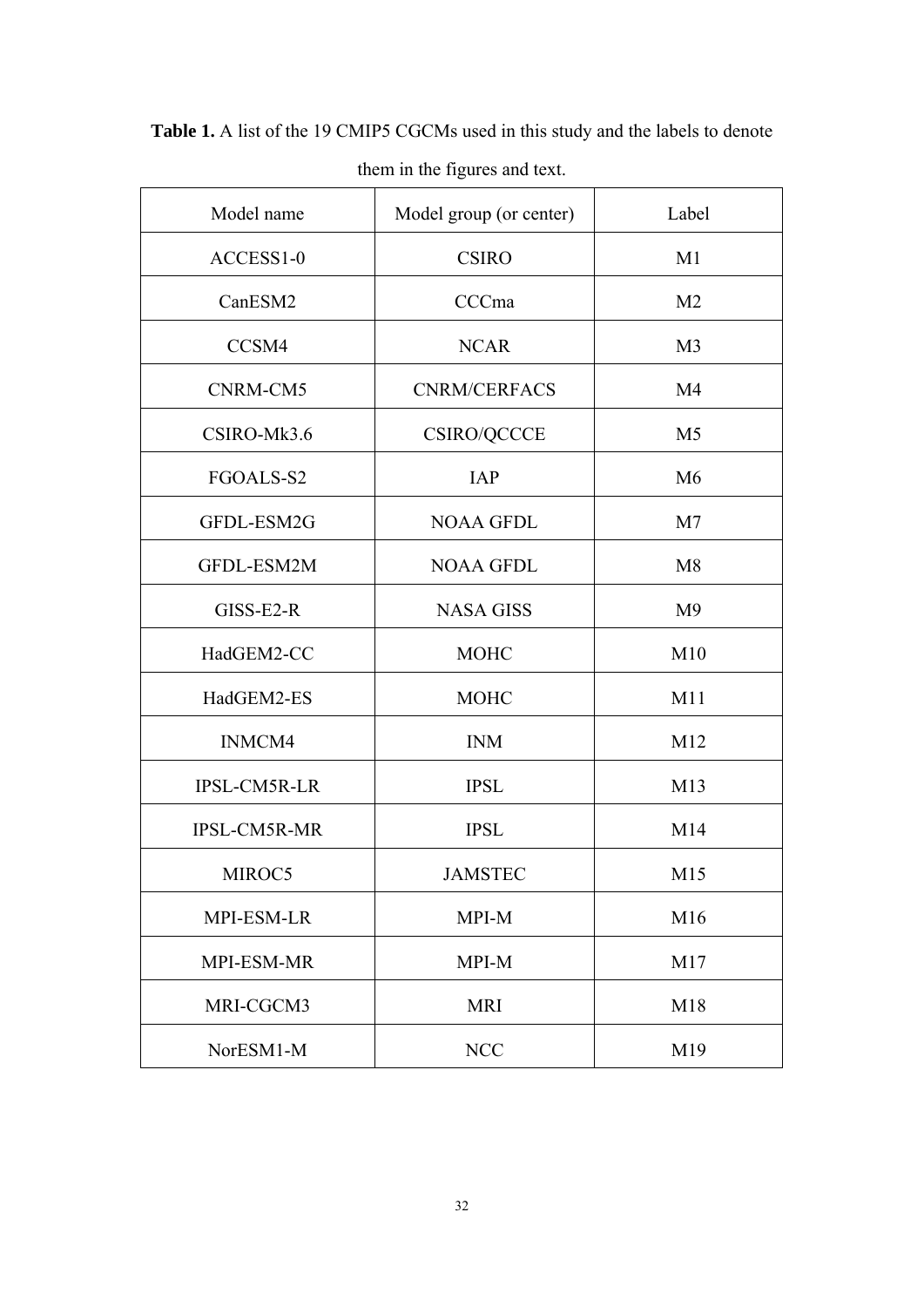**Table 1.** A list of the 19 CMIP5 CGCMs used in this study and the labels to denote them in the figures and text.

| Model name | Model group (or center) | Label |
|---|---|---|
| ACCESS1-0 | CSIRO | M1 |
| CanESM2 | CCCma | M2 |
| CCSM4 | NCAR | M3 |
| CNRM-CM5 | CNRM/CERFACS | M4 |
| CSIRO-Mk3.6 | CSIRO/QCCCE | M5 |
| FGOALS-S2 | IAP | M6 |
| GFDL-ESM2G | NOAA GFDL | M7 |
| GFDL-ESM2M | NOAA GFDL | M8 |
| GISS-E2-R | NASA GISS | M9 |
| HadGEM2-CC | MOHC | M10 |
| HadGEM2-ES | MOHC | M11 |
| INMCM4 | INM | M12 |
| IPSL-CM5R-LR | IPSL | M13 |
| IPSL-CM5R-MR | IPSL | M14 |
| MIROC5 | JAMSTEC | M15 |
| MPI-ESM-LR | MPI-M | M16 |
| MPI-ESM-MR | MPI-M | M17 |
| MRI-CGCM3 | MRI | M18 |
| NorESM1-M | NCC | M19 |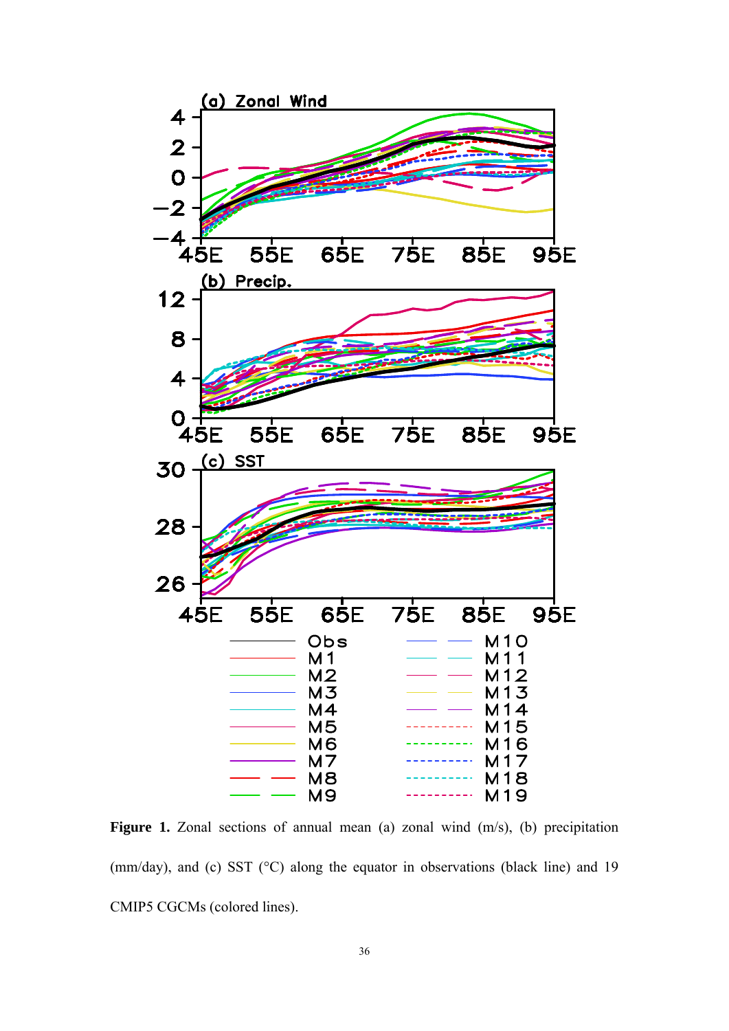**Figure 1.** Zonal sections of annual mean (a) zonal wind (m/s), (b) precipitation (mm/day), and (c) SST (°C) along the equator in observations (black line) and 19 CMIP5 CGCMs (colored lines).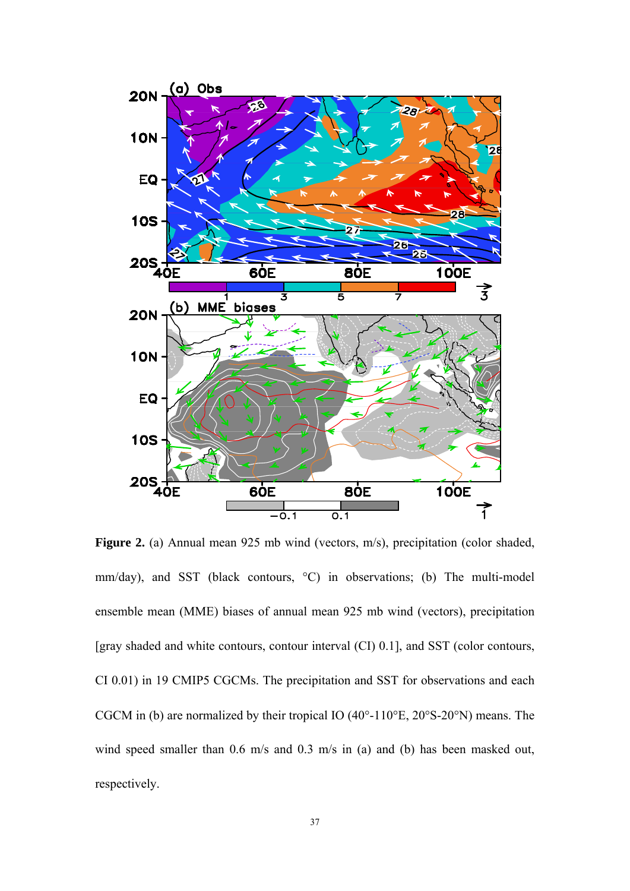**Figure 2.** (a) Annual mean 925 mb wind (vectors, m/s), precipitation (color shaded, mm/day), and SST (black contours, °C) in observations; (b) The multi-model ensemble mean (MME) biases of annual mean 925 mb wind (vectors), precipitation [gray shaded and white contours, contour interval (CI) 0.1], and SST (color contours, CI 0.01) in 19 CMIP5 CGCMs. The precipitation and SST for observations and each CGCM in (b) are normalized by their tropical IO (40°-110°E, 20°S-20°N) means. The wind speed smaller than 0.6 m/s and 0.3 m/s in (a) and (b) has been masked out, respectively.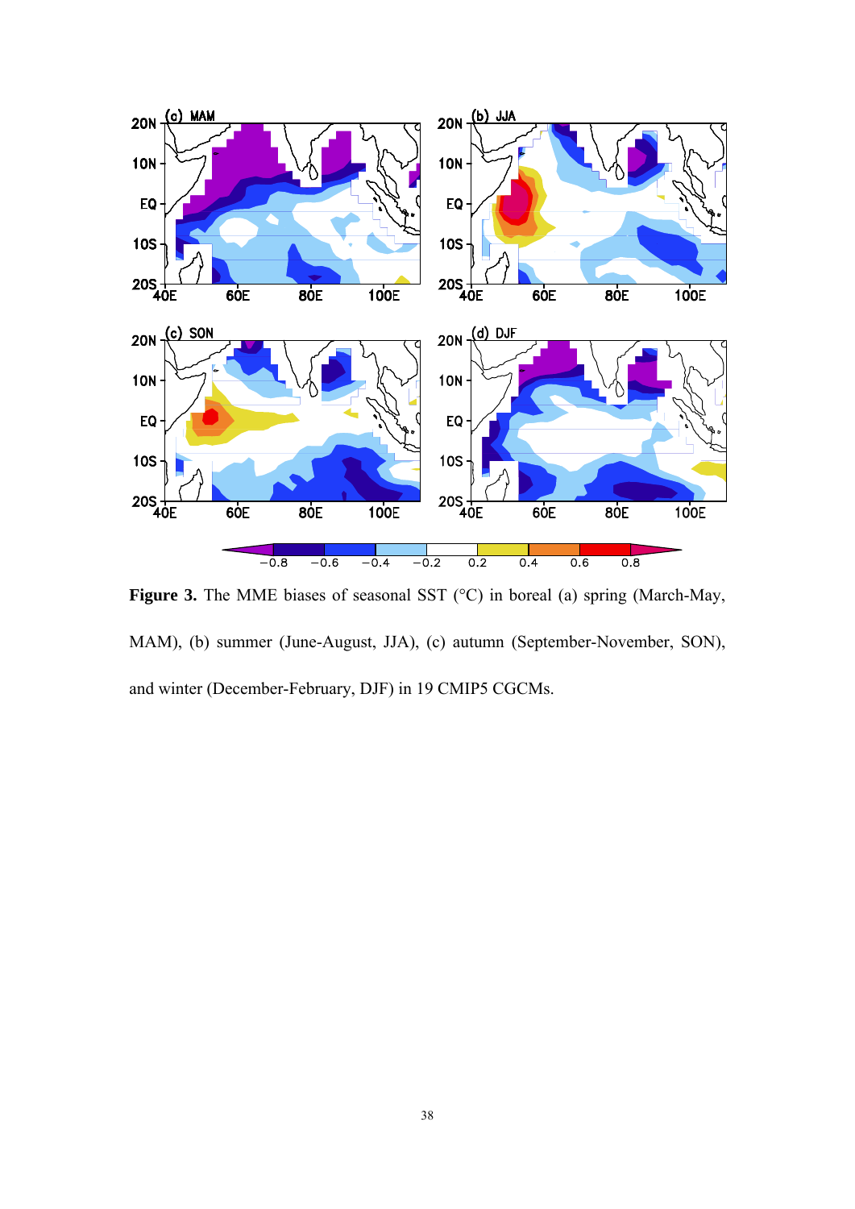**Figure 3.** The MME biases of seasonal SST (°C) in boreal (a) spring (March-May, MAM), (b) summer (June-August, JJA), (c) autumn (September-November, SON), and winter (December-February, DJF) in 19 CMIP5 CGCMs.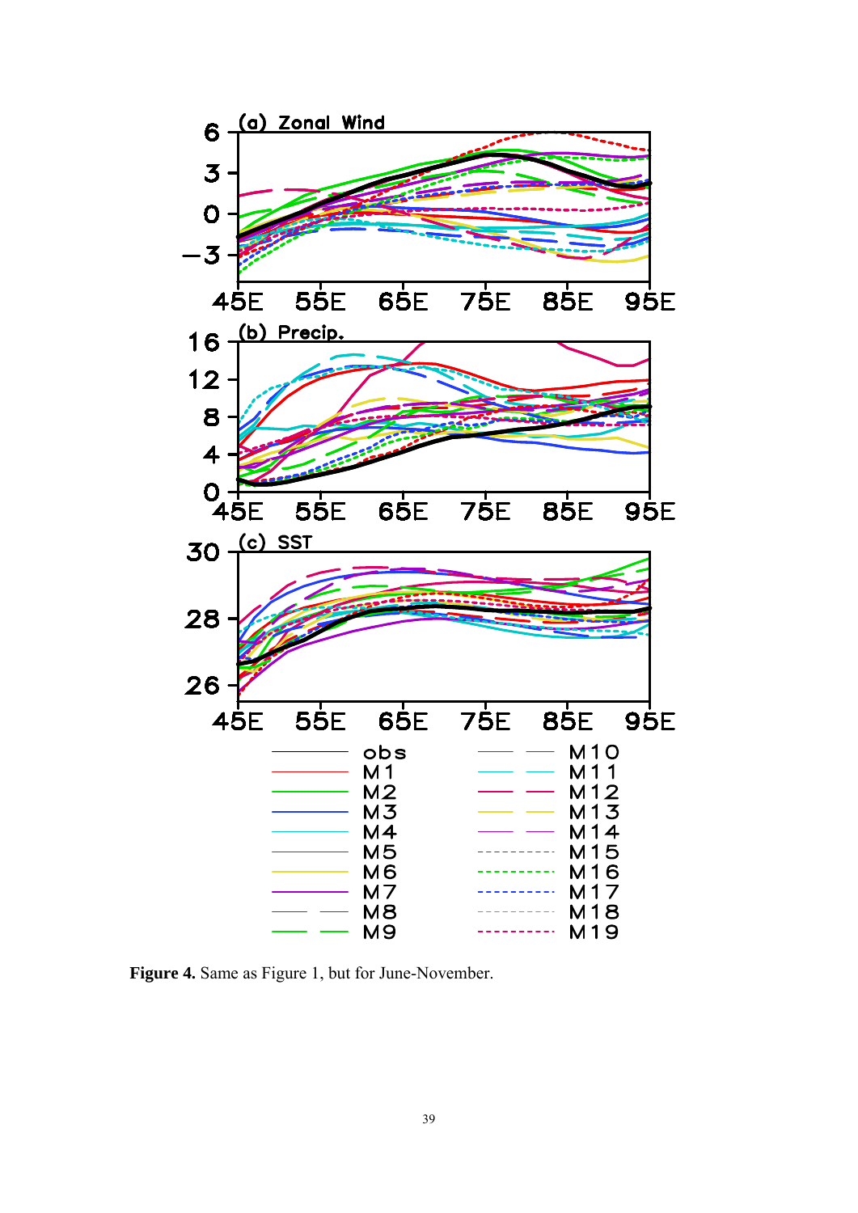**Figure 4.** Same as Figure 1, but for June-November.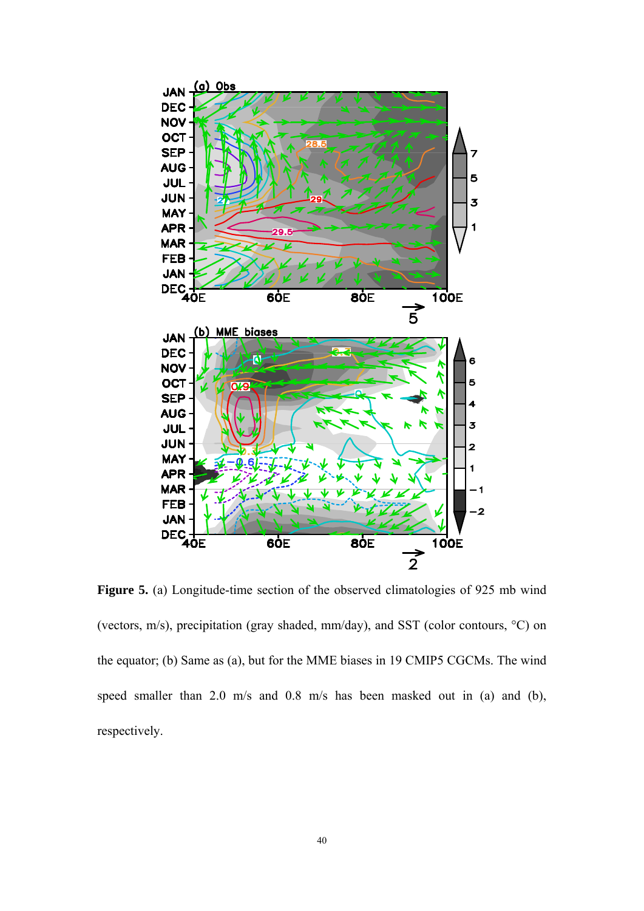**Figure 5.** (a) Longitude-time section of the observed climatologies of 925 mb wind (vectors, m/s), precipitation (gray shaded, mm/day), and SST (color contours, °C) on the equator; (b) Same as (a), but for the MME biases in 19 CMIP5 CGCMs. The wind speed smaller than 2.0 m/s and 0.8 m/s has been masked out in (a) and (b), respectively.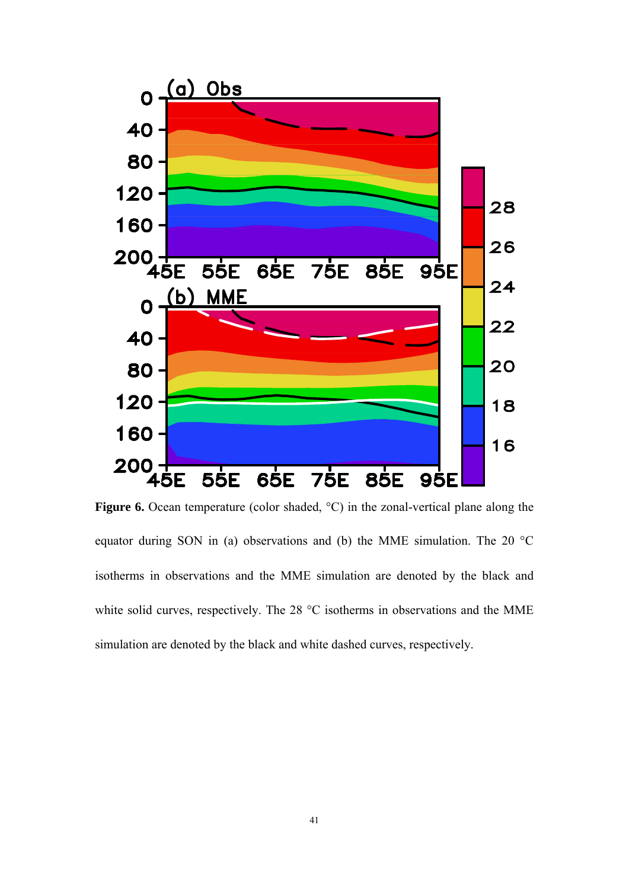**Figure 6.** Ocean temperature (color shaded, °C) in the zonal-vertical plane along the equator during SON in (a) observations and (b) the MME simulation. The 20 °C isotherms in observations and the MME simulation are denoted by the black and white solid curves, respectively. The 28 °C isotherms in observations and the MME simulation are denoted by the black and white dashed curves, respectively.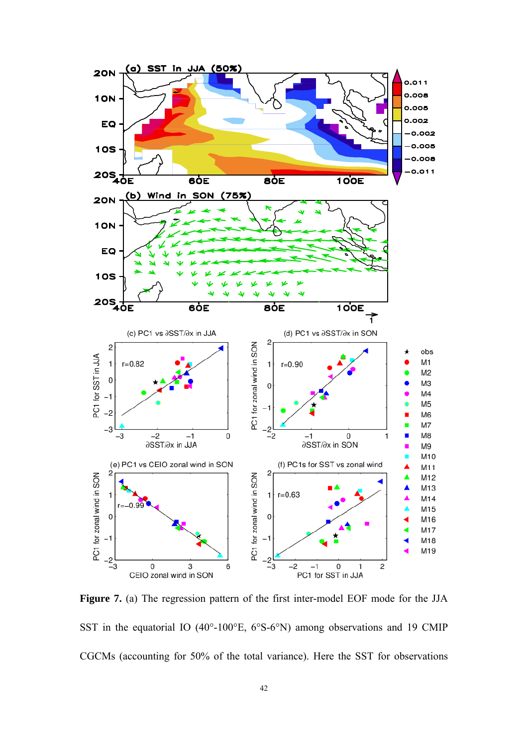**Figure 7.** (a) The regression pattern of the first inter-model EOF mode for the JJA SST in the equatorial IO (40°-100°E, 6°S-6°N) among observations and 19 CMIP CGCMs (accounting for 50% of the total variance). Here the SST for observations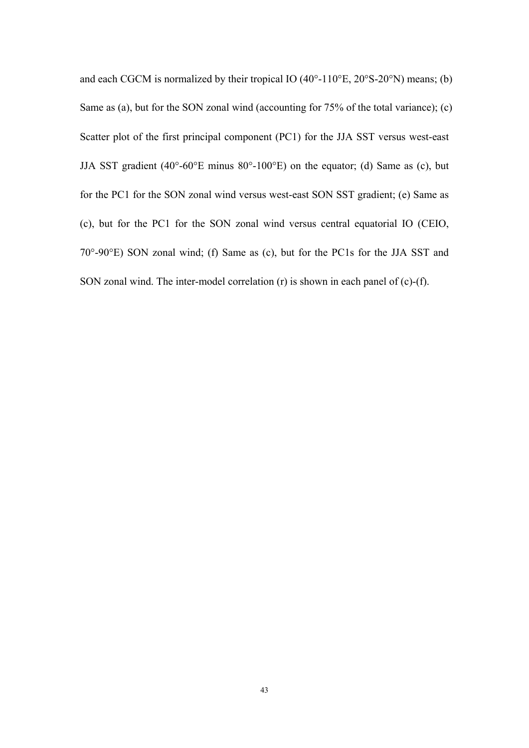and each CGCM is normalized by their tropical IO (40°-110°E, 20°S-20°N) means; (b) Same as (a), but for the SON zonal wind (accounting for 75% of the total variance); (c) Scatter plot of the first principal component (PC1) for the JJA SST versus west-east JJA SST gradient (40°-60°E minus 80°-100°E) on the equator; (d) Same as (c), but for the PC1 for the SON zonal wind versus west-east SON SST gradient; (e) Same as (c), but for the PC1 for the SON zonal wind versus central equatorial IO (CEIO, 70°-90°E) SON zonal wind; (f) Same as (c), but for the PC1s for the JJA SST and SON zonal wind. The inter-model correlation (r) is shown in each panel of (c)-(f).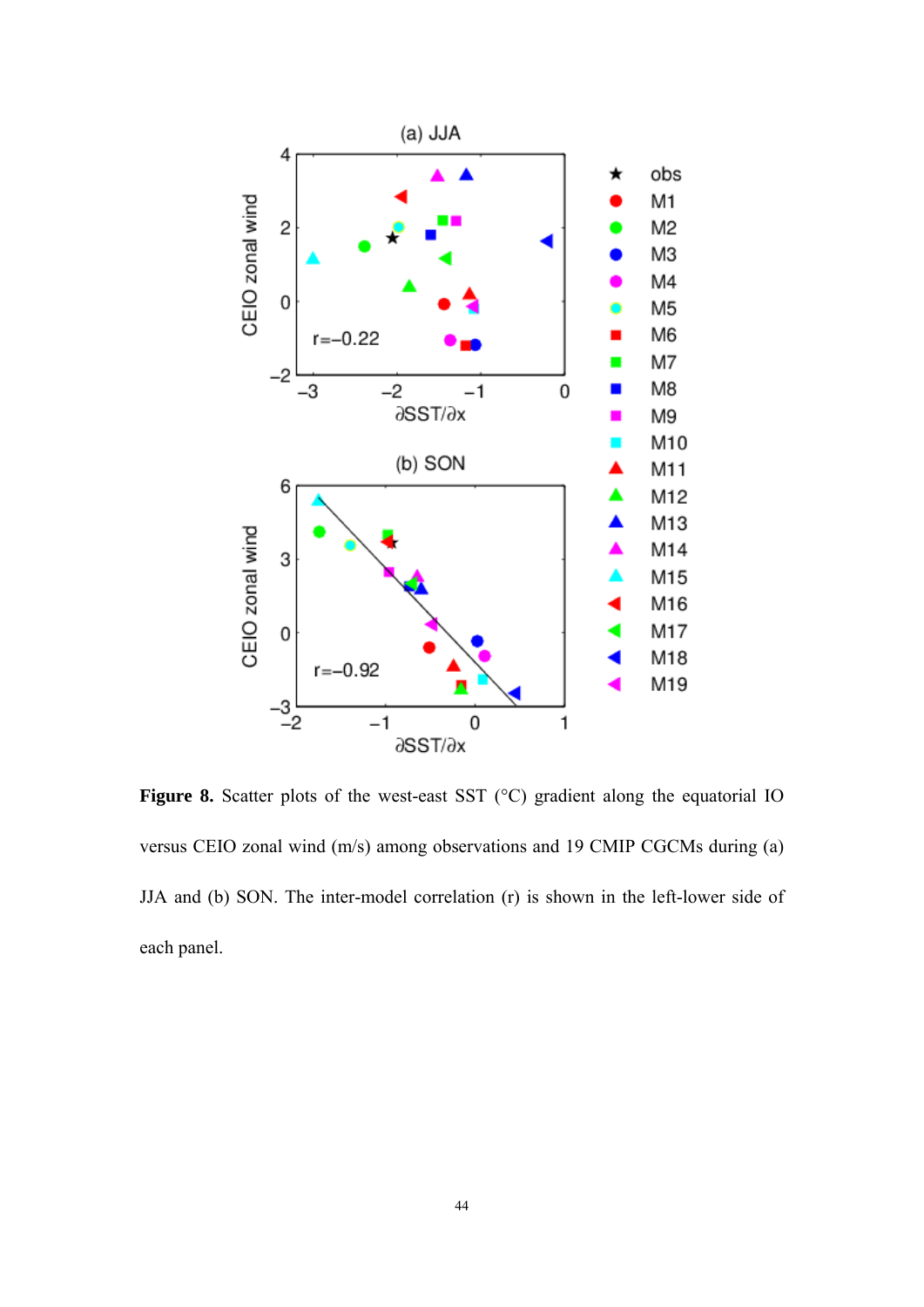**Figure 8.** Scatter plots of the west-east SST (°C) gradient along the equatorial IO versus CEIO zonal wind (m/s) among observations and 19 CMIP CGCMs during (a) JJA and (b) SON. The inter-model correlation (r) is shown in the left-lower side of each panel.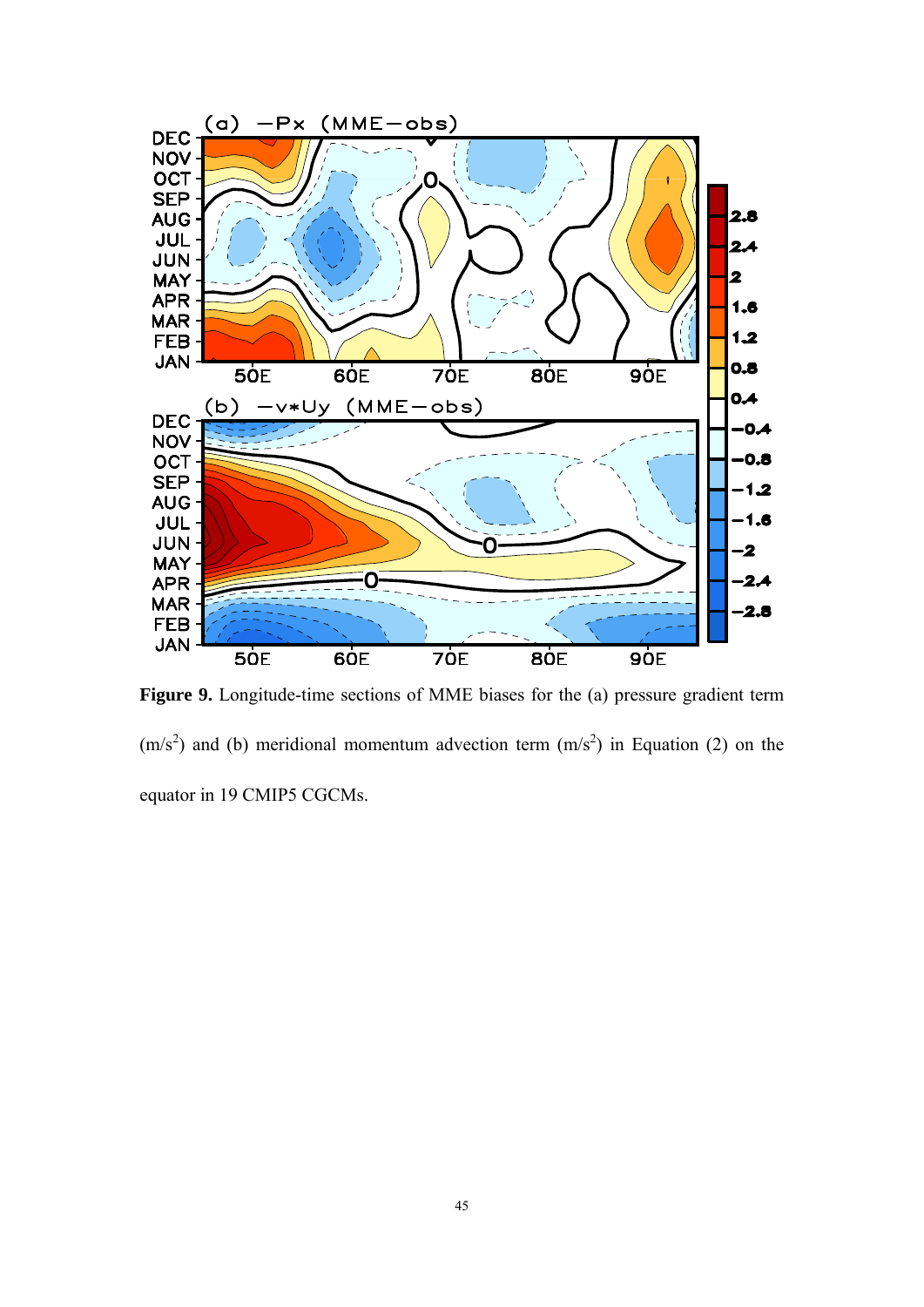**Figure 9.** Longitude-time sections of MME biases for the (a) pressure gradient term ($m/s^2$) and (b) meridional momentum advection term ($m/s^2$) in Equation (2) on the equator in 19 CMIP5 CGCMs.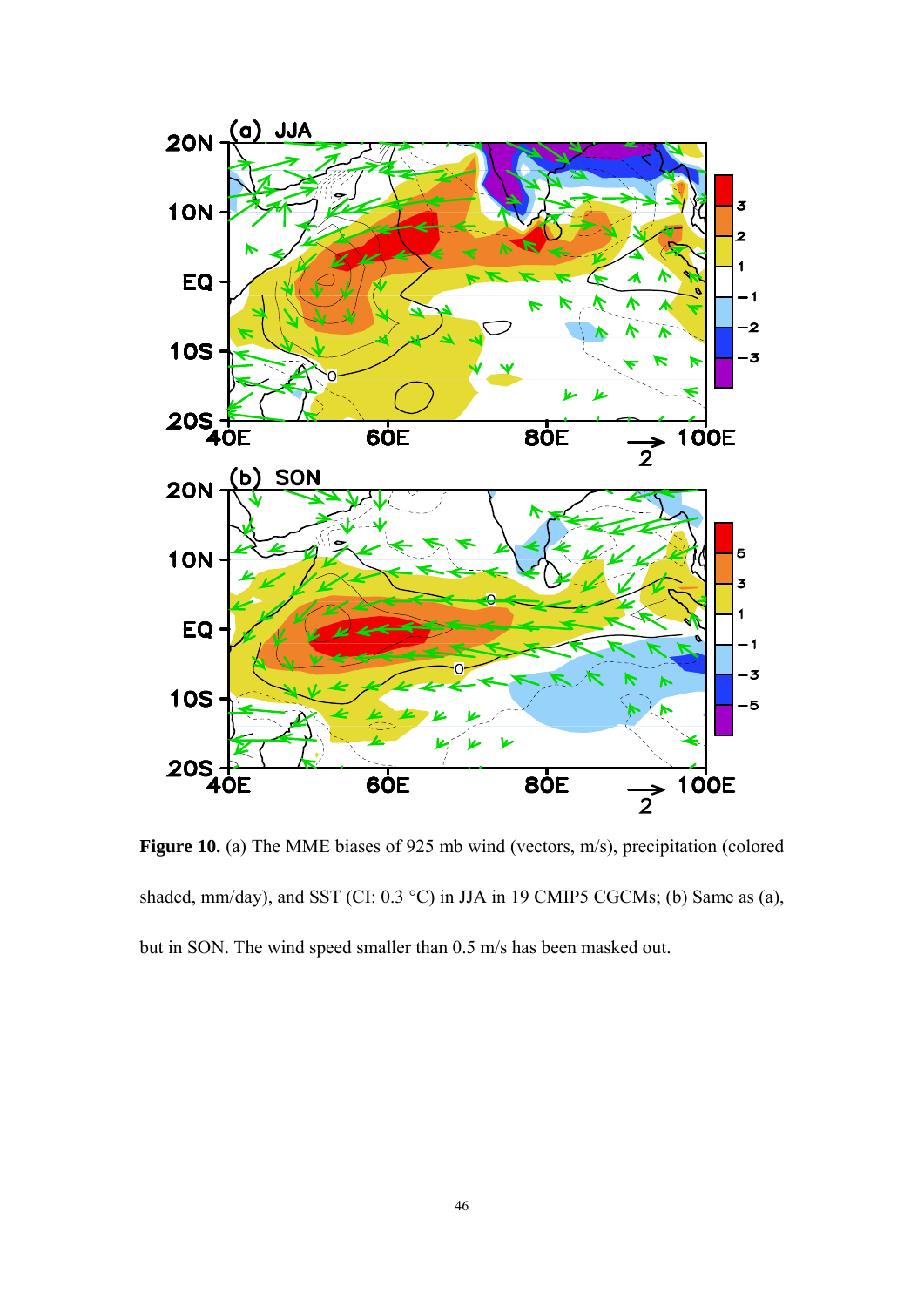**Figure 10.** (a) The MME biases of 925 mb wind (vectors, m/s), precipitation (colored shaded, mm/day), and SST (CI: 0.3 °C) in JJA in 19 CMIP5 CGCMs; (b) Same as (a), but in SON. The wind speed smaller than 0.5 m/s has been masked out.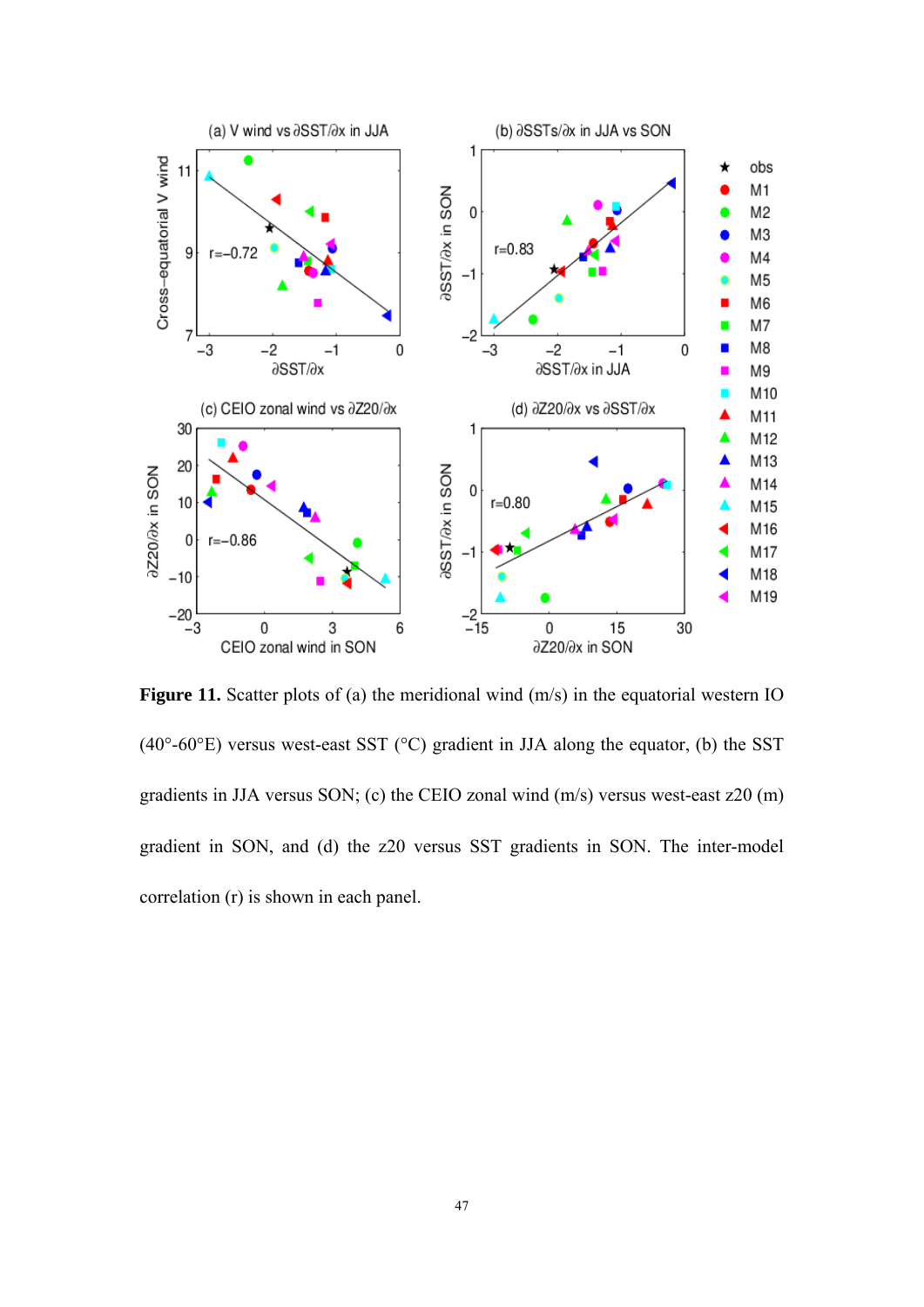**Figure 11.** Scatter plots of (a) the meridional wind (m/s) in the equatorial western IO (40°-60°E) versus west-east SST (°C) gradient in JJA along the equator, (b) the SST gradients in JJA versus SON; (c) the CEIO zonal wind (m/s) versus west-east z20 (m) gradient in SON, and (d) the z20 versus SST gradients in SON. The inter-model correlation (r) is shown in each panel.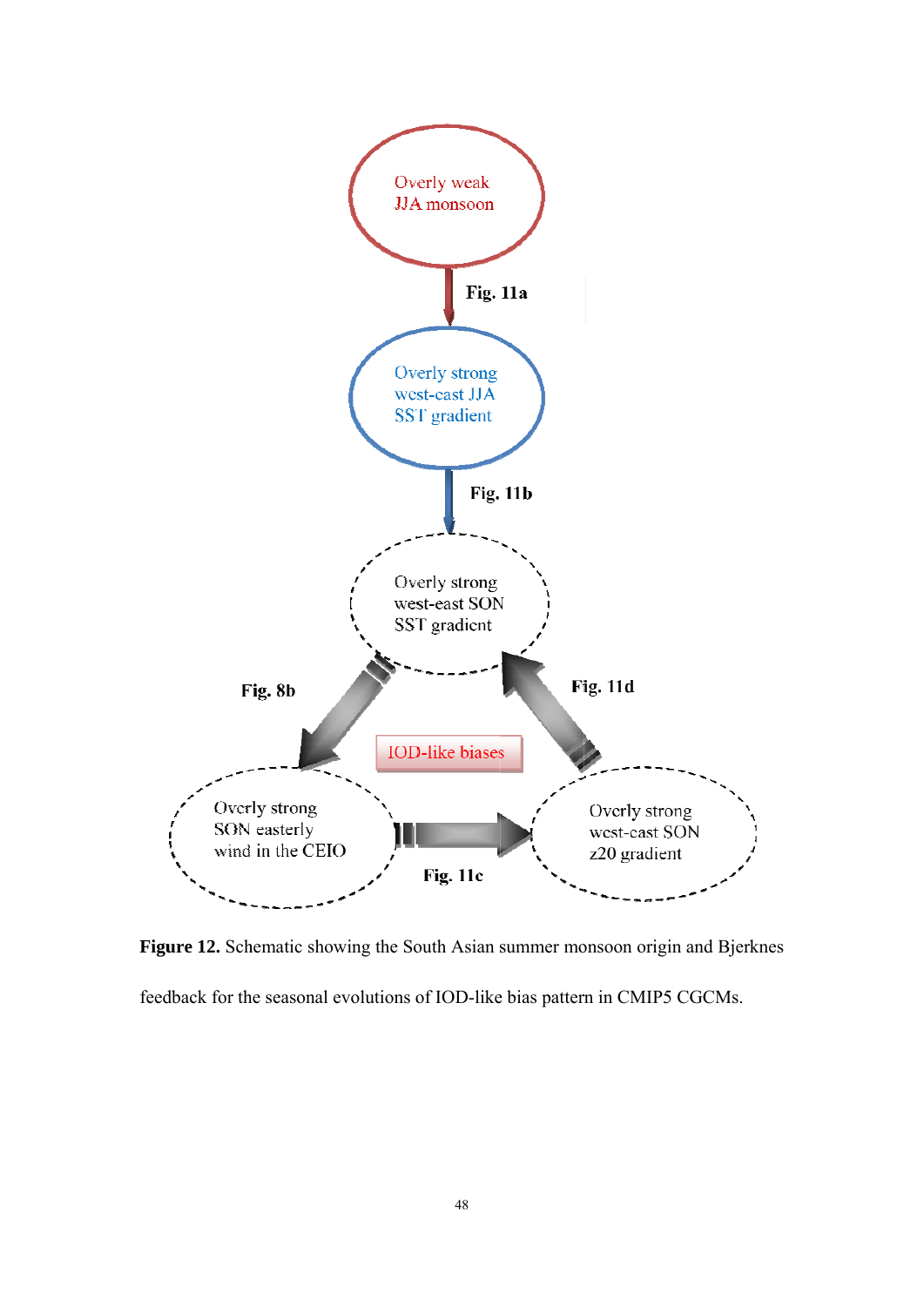Overly weak
JJA monsoon

Fig. 11a

Overly strong
west-east JJA
SST gradient

Fig. 11b

Overly strong
west-east SON
SST gradient

Fig. 8b

Fig. 11d

IOD-like biases

Overly strong
SON easterly
wind in the CEIO

Fig. 11c

Overly strong
west-east SON
z20 gradient

**Figure 12.** Schematic showing the South Asian summer monsoon origin and Bjerknes feedback for the seasonal evolutions of IOD-like bias pattern in CMIP5 CGCMs.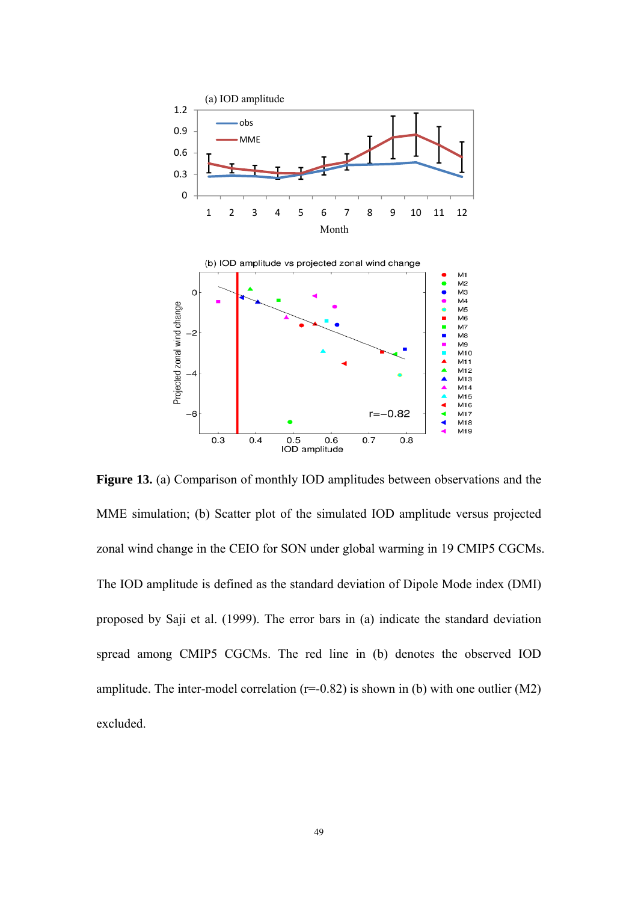(a) IOD amplitude

1.2
0.9
0.6
0.3
0

obs
MME

1 2 3 4 5 6 7 8 9 10 11 12

Month

(b) IOD amplitude vs projected zonal wind change

Projected zonal wind change

0
−2
−4
−6

0.3 0.4 0.5 0.6 0.7 0.8

IOD amplitude

r=−0.82

M1
M2
M3
M4
M5
M6
M7
M8
M9
M10
M11
M12
M13
M14
M15
M16
M17
M18
M19

**Figure 13.** (a) Comparison of monthly IOD amplitudes between observations and the MME simulation; (b) Scatter plot of the simulated IOD amplitude versus projected zonal wind change in the CEIO for SON under global warming in 19 CMIP5 CGCMs. The IOD amplitude is defined as the standard deviation of Dipole Mode index (DMI) proposed by Saji et al. (1999). The error bars in (a) indicate the standard deviation spread among CMIP5 CGCMs. The red line in (b) denotes the observed IOD amplitude. The inter-model correlation (r=-0.82) is shown in (b) with one outlier (M2) excluded.